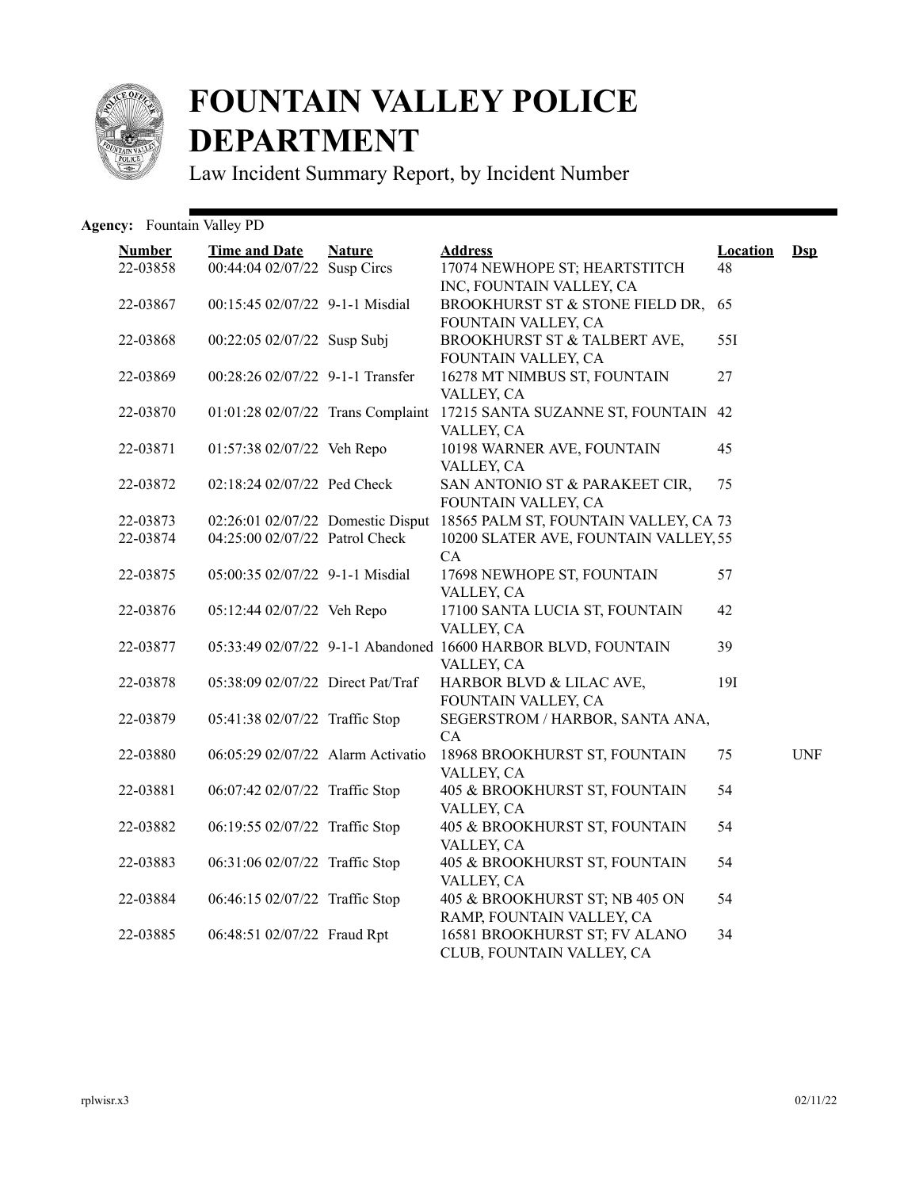# FOUNTAIN VALLEY POLICE DEPARTMENT

Law Incident Summary Report, by Incident Number

**Agency:** Fountain Valley PD

| Number | Time and Date | Nature | Address | Location | Dsp |
|---|---|---|---|---|---|
| 22-03858 | 00:44:04 02/07/22 | Susp Circs | 17074 NEWHOPE ST; HEARTSTITCH INC, FOUNTAIN VALLEY, CA | 48 | |
| 22-03867 | 00:15:45 02/07/22 | 9-1-1 Misdial | BROOKHURST ST & STONE FIELD DR, FOUNTAIN VALLEY, CA | 65 | |
| 22-03868 | 00:22:05 02/07/22 | Susp Subj | BROOKHURST ST & TALBERT AVE, FOUNTAIN VALLEY, CA | 55I | |
| 22-03869 | 00:28:26 02/07/22 | 9-1-1 Transfer | 16278 MT NIMBUS ST, FOUNTAIN VALLEY, CA | 27 | |
| 22-03870 | 01:01:28 02/07/22 | Trans Complaint | 17215 SANTA SUZANNE ST, FOUNTAIN VALLEY, CA | 42 | |
| 22-03871 | 01:57:38 02/07/22 | Veh Repo | 10198 WARNER AVE, FOUNTAIN VALLEY, CA | 45 | |
| 22-03872 | 02:18:24 02/07/22 | Ped Check | SAN ANTONIO ST & PARAKEET CIR, FOUNTAIN VALLEY, CA | 75 | |
| 22-03873 | 02:26:01 02/07/22 | Domestic Disput | 18565 PALM ST, FOUNTAIN VALLEY, CA | 73 | |
| 22-03874 | 04:25:00 02/07/22 | Patrol Check | 10200 SLATER AVE, FOUNTAIN VALLEY, CA | 55 | |
| 22-03875 | 05:00:35 02/07/22 | 9-1-1 Misdial | 17698 NEWHOPE ST, FOUNTAIN VALLEY, CA | 57 | |
| 22-03876 | 05:12:44 02/07/22 | Veh Repo | 17100 SANTA LUCIA ST, FOUNTAIN VALLEY, CA | 42 | |
| 22-03877 | 05:33:49 02/07/22 | 9-1-1 Abandoned | 16600 HARBOR BLVD, FOUNTAIN VALLEY, CA | 39 | |
| 22-03878 | 05:38:09 02/07/22 | Direct Pat/Traf | HARBOR BLVD & LILAC AVE, FOUNTAIN VALLEY, CA | 19I | |
| 22-03879 | 05:41:38 02/07/22 | Traffic Stop | SEGERSTROM / HARBOR, SANTA ANA, CA | | |
| 22-03880 | 06:05:29 02/07/22 | Alarm Activatio | 18968 BROOKHURST ST, FOUNTAIN VALLEY, CA | 75 | UNF |
| 22-03881 | 06:07:42 02/07/22 | Traffic Stop | 405 & BROOKHURST ST, FOUNTAIN VALLEY, CA | 54 | |
| 22-03882 | 06:19:55 02/07/22 | Traffic Stop | 405 & BROOKHURST ST, FOUNTAIN VALLEY, CA | 54 | |
| 22-03883 | 06:31:06 02/07/22 | Traffic Stop | 405 & BROOKHURST ST, FOUNTAIN VALLEY, CA | 54 | |
| 22-03884 | 06:46:15 02/07/22 | Traffic Stop | 405 & BROOKHURST ST; NB 405 ON RAMP, FOUNTAIN VALLEY, CA | 54 | |
| 22-03885 | 06:48:51 02/07/22 | Fraud Rpt | 16581 BROOKHURST ST; FV ALANO CLUB, FOUNTAIN VALLEY, CA | 34 | |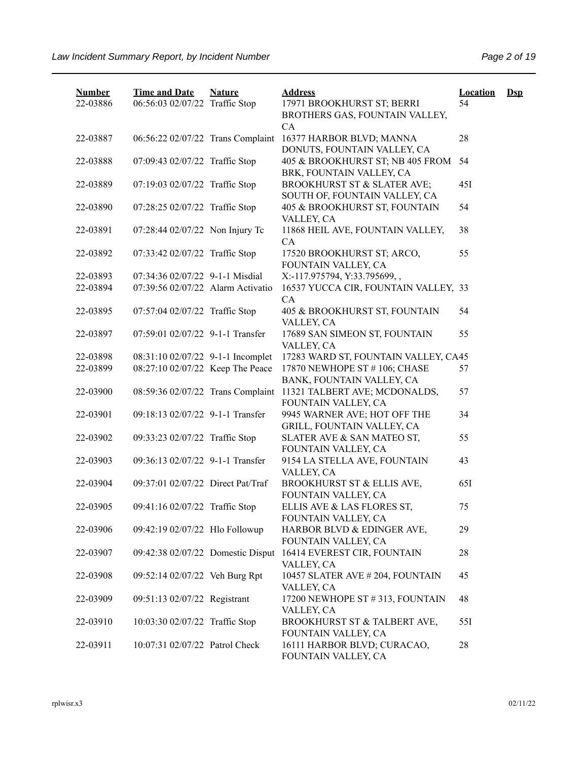| Number | Time and Date | Nature | Address | Location | Dsp |
|---|---|---|---|---|---|
| 22-03886 | 06:56:03 02/07/22 | Traffic Stop | 17971 BROOKHURST ST; BERRI BROTHERS GAS, FOUNTAIN VALLEY, CA | 54 | |
| 22-03887 | 06:56:22 02/07/22 | Trans Complaint | 16377 HARBOR BLVD; MANNA DONUTS, FOUNTAIN VALLEY, CA | 28 | |
| 22-03888 | 07:09:43 02/07/22 | Traffic Stop | 405 & BROOKHURST ST; NB 405 FROM BRK, FOUNTAIN VALLEY, CA | 54 | |
| 22-03889 | 07:19:03 02/07/22 | Traffic Stop | BROOKHURST ST & SLATER AVE; SOUTH OF, FOUNTAIN VALLEY, CA | 45I | |
| 22-03890 | 07:28:25 02/07/22 | Traffic Stop | 405 & BROOKHURST ST, FOUNTAIN VALLEY, CA | 54 | |
| 22-03891 | 07:28:44 02/07/22 | Non Injury Tc | 11868 HEIL AVE, FOUNTAIN VALLEY, CA | 38 | |
| 22-03892 | 07:33:42 02/07/22 | Traffic Stop | 17520 BROOKHURST ST; ARCO, FOUNTAIN VALLEY, CA | 55 | |
| 22-03893 | 07:34:36 02/07/22 | 9-1-1 Misdial | X:-117.975794, Y:33.795699, , | | |
| 22-03894 | 07:39:56 02/07/22 | Alarm Activatio | 16537 YUCCA CIR, FOUNTAIN VALLEY, CA | 33 | |
| 22-03895 | 07:57:04 02/07/22 | Traffic Stop | 405 & BROOKHURST ST, FOUNTAIN VALLEY, CA | 54 | |
| 22-03897 | 07:59:01 02/07/22 | 9-1-1 Transfer | 17689 SAN SIMEON ST, FOUNTAIN VALLEY, CA | 55 | |
| 22-03898 | 08:31:10 02/07/22 | 9-1-1 Incomplet | 17283 WARD ST, FOUNTAIN VALLEY, CA | 45 | |
| 22-03899 | 08:27:10 02/07/22 | Keep The Peace | 17870 NEWHOPE ST # 106; CHASE BANK, FOUNTAIN VALLEY, CA | 57 | |
| 22-03900 | 08:59:36 02/07/22 | Trans Complaint | 11321 TALBERT AVE; MCDONALDS, FOUNTAIN VALLEY, CA | 57 | |
| 22-03901 | 09:18:13 02/07/22 | 9-1-1 Transfer | 9945 WARNER AVE; HOT OFF THE GRILL, FOUNTAIN VALLEY, CA | 34 | |
| 22-03902 | 09:33:23 02/07/22 | Traffic Stop | SLATER AVE & SAN MATEO ST, FOUNTAIN VALLEY, CA | 55 | |
| 22-03903 | 09:36:13 02/07/22 | 9-1-1 Transfer | 9154 LA STELLA AVE, FOUNTAIN VALLEY, CA | 43 | |
| 22-03904 | 09:37:01 02/07/22 | Direct Pat/Traf | BROOKHURST ST & ELLIS AVE, FOUNTAIN VALLEY, CA | 65I | |
| 22-03905 | 09:41:16 02/07/22 | Traffic Stop | ELLIS AVE & LAS FLORES ST, FOUNTAIN VALLEY, CA | 75 | |
| 22-03906 | 09:42:19 02/07/22 | Hlo Followup | HARBOR BLVD & EDINGER AVE, FOUNTAIN VALLEY, CA | 29 | |
| 22-03907 | 09:42:38 02/07/22 | Domestic Disput | 16414 EVEREST CIR, FOUNTAIN VALLEY, CA | 28 | |
| 22-03908 | 09:52:14 02/07/22 | Veh Burg Rpt | 10457 SLATER AVE # 204, FOUNTAIN VALLEY, CA | 45 | |
| 22-03909 | 09:51:13 02/07/22 | Registrant | 17200 NEWHOPE ST # 313, FOUNTAIN VALLEY, CA | 48 | |
| 22-03910 | 10:03:30 02/07/22 | Traffic Stop | BROOKHURST ST & TALBERT AVE, FOUNTAIN VALLEY, CA | 55I | |
| 22-03911 | 10:07:31 02/07/22 | Patrol Check | 16111 HARBOR BLVD; CURACAO, FOUNTAIN VALLEY, CA | 28 | |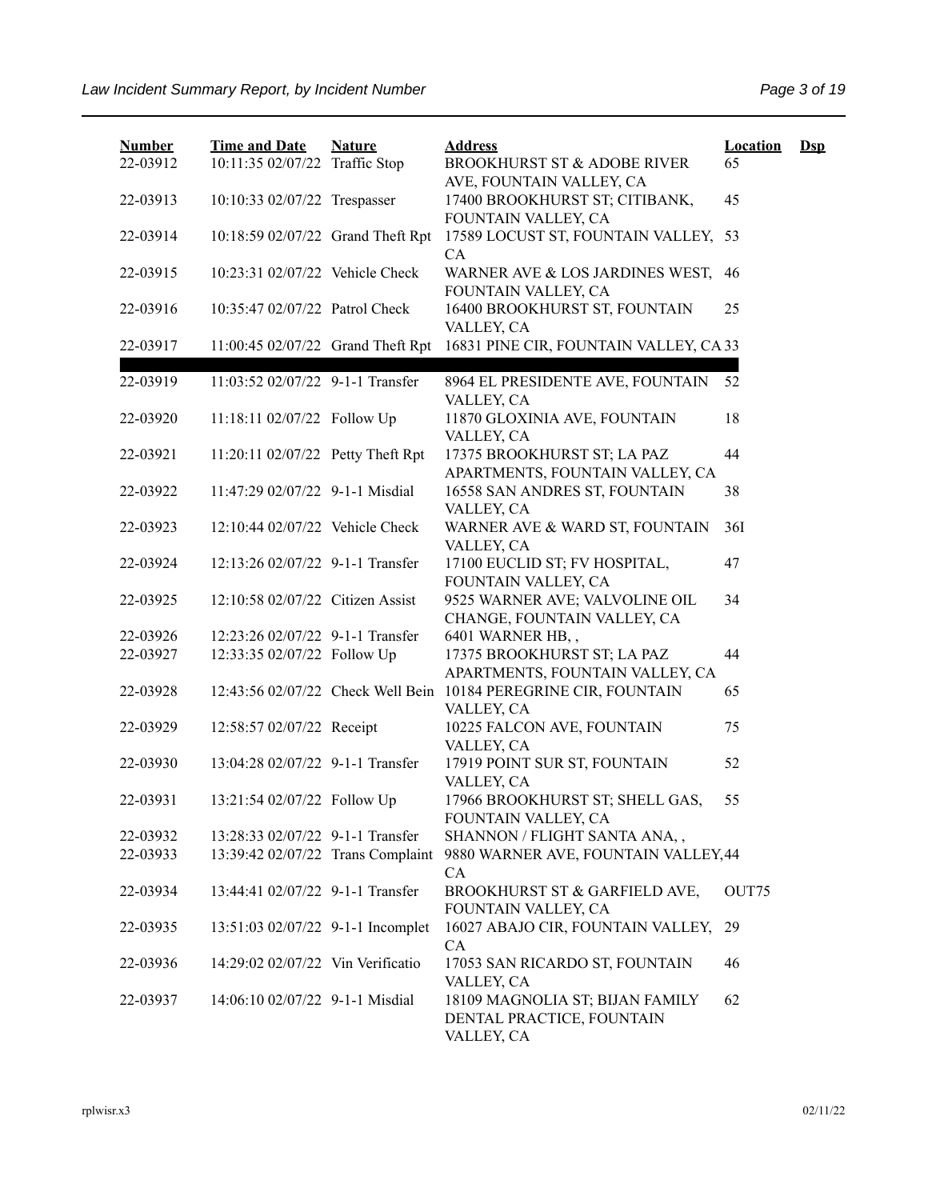| Number | Time and Date | Nature | Address | Location | Dsp |
|---|---|---|---|---|---|
| 22-03912 | 10:11:35 02/07/22 | Traffic Stop | BROOKHURST ST & ADOBE RIVER AVE, FOUNTAIN VALLEY, CA | 65 | |
| 22-03913 | 10:10:33 02/07/22 | Trespasser | 17400 BROOKHURST ST; CITIBANK, FOUNTAIN VALLEY, CA | 45 | |
| 22-03914 | 10:18:59 02/07/22 | Grand Theft Rpt | 17589 LOCUST ST, FOUNTAIN VALLEY, CA | 53 | |
| 22-03915 | 10:23:31 02/07/22 | Vehicle Check | WARNER AVE & LOS JARDINES WEST, FOUNTAIN VALLEY, CA | 46 | |
| 22-03916 | 10:35:47 02/07/22 | Patrol Check | 16400 BROOKHURST ST, FOUNTAIN VALLEY, CA | 25 | |
| 22-03917 | 11:00:45 02/07/22 | Grand Theft Rpt | 16831 PINE CIR, FOUNTAIN VALLEY, CA | 33 | |
| 22-03919 | 11:03:52 02/07/22 | 9-1-1 Transfer | 8964 EL PRESIDENTE AVE, FOUNTAIN VALLEY, CA | 52 | |
| 22-03920 | 11:18:11 02/07/22 | Follow Up | 11870 GLOXINIA AVE, FOUNTAIN VALLEY, CA | 18 | |
| 22-03921 | 11:20:11 02/07/22 | Petty Theft Rpt | 17375 BROOKHURST ST; LA PAZ APARTMENTS, FOUNTAIN VALLEY, CA | 44 | |
| 22-03922 | 11:47:29 02/07/22 | 9-1-1 Misdial | 16558 SAN ANDRES ST, FOUNTAIN VALLEY, CA | 38 | |
| 22-03923 | 12:10:44 02/07/22 | Vehicle Check | WARNER AVE & WARD ST, FOUNTAIN VALLEY, CA | 36I | |
| 22-03924 | 12:13:26 02/07/22 | 9-1-1 Transfer | 17100 EUCLID ST; FV HOSPITAL, FOUNTAIN VALLEY, CA | 47 | |
| 22-03925 | 12:10:58 02/07/22 | Citizen Assist | 9525 WARNER AVE; VALVOLINE OIL CHANGE, FOUNTAIN VALLEY, CA | 34 | |
| 22-03926 | 12:23:26 02/07/22 | 9-1-1 Transfer | 6401 WARNER HB, , | | |
| 22-03927 | 12:33:35 02/07/22 | Follow Up | 17375 BROOKHURST ST; LA PAZ APARTMENTS, FOUNTAIN VALLEY, CA | 44 | |
| 22-03928 | 12:43:56 02/07/22 | Check Well Bein | 10184 PEREGRINE CIR, FOUNTAIN VALLEY, CA | 65 | |
| 22-03929 | 12:58:57 02/07/22 | Receipt | 10225 FALCON AVE, FOUNTAIN VALLEY, CA | 75 | |
| 22-03930 | 13:04:28 02/07/22 | 9-1-1 Transfer | 17919 POINT SUR ST, FOUNTAIN VALLEY, CA | 52 | |
| 22-03931 | 13:21:54 02/07/22 | Follow Up | 17966 BROOKHURST ST; SHELL GAS, FOUNTAIN VALLEY, CA | 55 | |
| 22-03932 | 13:28:33 02/07/22 | 9-1-1 Transfer | SHANNON / FLIGHT SANTA ANA, , | | |
| 22-03933 | 13:39:42 02/07/22 | Trans Complaint | 9880 WARNER AVE, FOUNTAIN VALLEY, CA | 44 | |
| 22-03934 | 13:44:41 02/07/22 | 9-1-1 Transfer | BROOKHURST ST & GARFIELD AVE, FOUNTAIN VALLEY, CA | OUT75 | |
| 22-03935 | 13:51:03 02/07/22 | 9-1-1 Incomplet | 16027 ABAJO CIR, FOUNTAIN VALLEY, CA | 29 | |
| 22-03936 | 14:29:02 02/07/22 | Vin Verificatio | 17053 SAN RICARDO ST, FOUNTAIN VALLEY, CA | 46 | |
| 22-03937 | 14:06:10 02/07/22 | 9-1-1 Misdial | 18109 MAGNOLIA ST; BIJAN FAMILY DENTAL PRACTICE, FOUNTAIN VALLEY, CA | 62 | |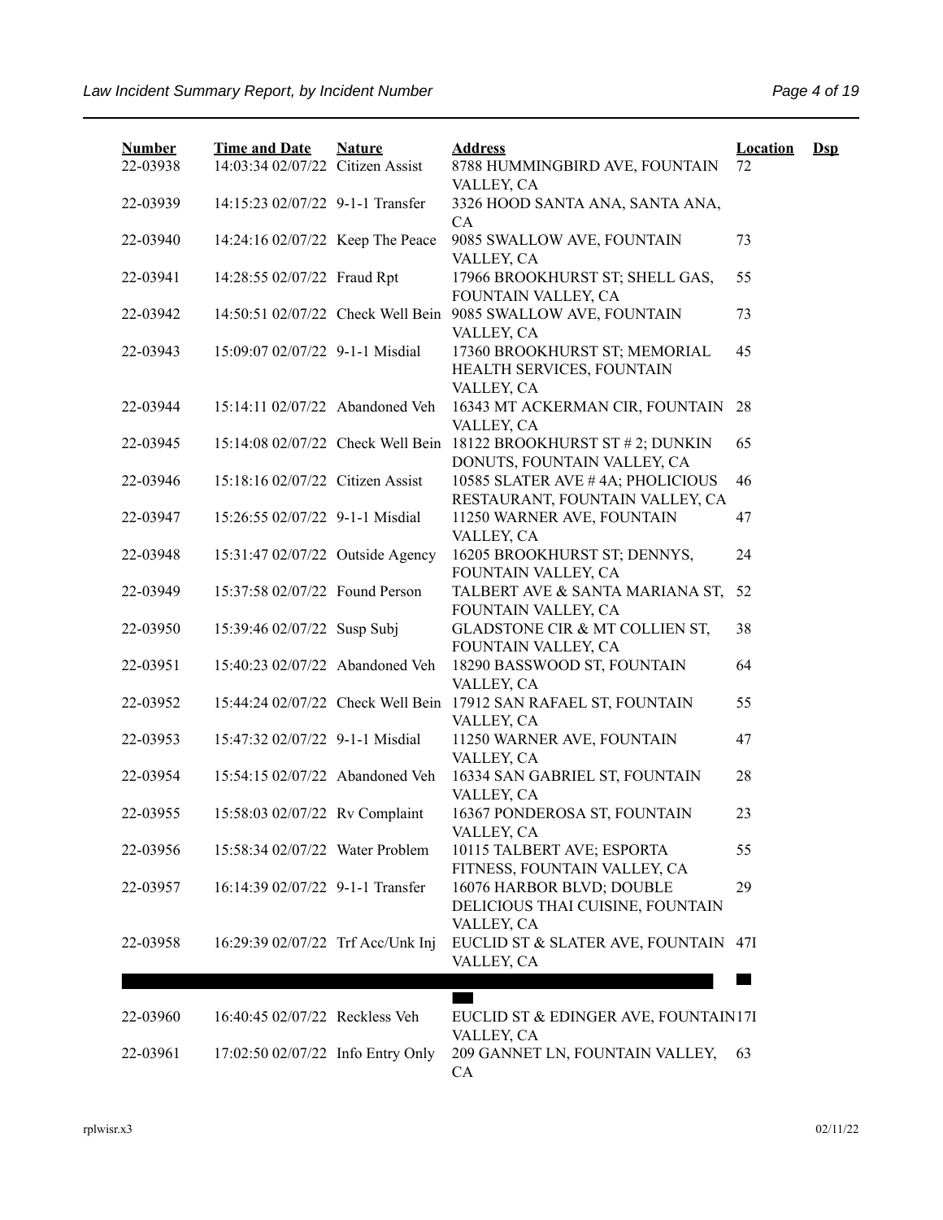| Number | Time and Date | Nature | Address | Location | Dsp |
|---|---|---|---|---|---|
| 22-03938 | 14:03:34 02/07/22 | Citizen Assist | 8788 HUMMINGBIRD AVE, FOUNTAIN VALLEY, CA | 72 | |
| 22-03939 | 14:15:23 02/07/22 | 9-1-1 Transfer | 3326 HOOD SANTA ANA, SANTA ANA, CA | | |
| 22-03940 | 14:24:16 02/07/22 | Keep The Peace | 9085 SWALLOW AVE, FOUNTAIN VALLEY, CA | 73 | |
| 22-03941 | 14:28:55 02/07/22 | Fraud Rpt | 17966 BROOKHURST ST; SHELL GAS, FOUNTAIN VALLEY, CA | 55 | |
| 22-03942 | 14:50:51 02/07/22 | Check Well Bein | 9085 SWALLOW AVE, FOUNTAIN VALLEY, CA | 73 | |
| 22-03943 | 15:09:07 02/07/22 | 9-1-1 Misdial | 17360 BROOKHURST ST; MEMORIAL HEALTH SERVICES, FOUNTAIN VALLEY, CA | 45 | |
| 22-03944 | 15:14:11 02/07/22 | Abandoned Veh | 16343 MT ACKERMAN CIR, FOUNTAIN VALLEY, CA | 28 | |
| 22-03945 | 15:14:08 02/07/22 | Check Well Bein | 18122 BROOKHURST ST # 2; DUNKIN DONUTS, FOUNTAIN VALLEY, CA | 65 | |
| 22-03946 | 15:18:16 02/07/22 | Citizen Assist | 10585 SLATER AVE # 4A; PHOLICIOUS RESTAURANT, FOUNTAIN VALLEY, CA | 46 | |
| 22-03947 | 15:26:55 02/07/22 | 9-1-1 Misdial | 11250 WARNER AVE, FOUNTAIN VALLEY, CA | 47 | |
| 22-03948 | 15:31:47 02/07/22 | Outside Agency | 16205 BROOKHURST ST; DENNYS, FOUNTAIN VALLEY, CA | 24 | |
| 22-03949 | 15:37:58 02/07/22 | Found Person | TALBERT AVE & SANTA MARIANA ST, FOUNTAIN VALLEY, CA | 52 | |
| 22-03950 | 15:39:46 02/07/22 | Susp Subj | GLADSTONE CIR & MT COLLIEN ST, FOUNTAIN VALLEY, CA | 38 | |
| 22-03951 | 15:40:23 02/07/22 | Abandoned Veh | 18290 BASSWOOD ST, FOUNTAIN VALLEY, CA | 64 | |
| 22-03952 | 15:44:24 02/07/22 | Check Well Bein | 17912 SAN RAFAEL ST, FOUNTAIN VALLEY, CA | 55 | |
| 22-03953 | 15:47:32 02/07/22 | 9-1-1 Misdial | 11250 WARNER AVE, FOUNTAIN VALLEY, CA | 47 | |
| 22-03954 | 15:54:15 02/07/22 | Abandoned Veh | 16334 SAN GABRIEL ST, FOUNTAIN VALLEY, CA | 28 | |
| 22-03955 | 15:58:03 02/07/22 | Rv Complaint | 16367 PONDEROSA ST, FOUNTAIN VALLEY, CA | 23 | |
| 22-03956 | 15:58:34 02/07/22 | Water Problem | 10115 TALBERT AVE; ESPORTA FITNESS, FOUNTAIN VALLEY, CA | 55 | |
| 22-03957 | 16:14:39 02/07/22 | 9-1-1 Transfer | 16076 HARBOR BLVD; DOUBLE DELICIOUS THAI CUISINE, FOUNTAIN VALLEY, CA | 29 | |
| 22-03958 | 16:29:39 02/07/22 | Trf Acc/Unk Inj | EUCLID ST & SLATER AVE, FOUNTAIN VALLEY, CA | 47I | |
| 22-03960 | 16:40:45 02/07/22 | Reckless Veh | EUCLID ST & EDINGER AVE, FOUNTAIN VALLEY, CA | 17I | |
| 22-03961 | 17:02:50 02/07/22 | Info Entry Only | 209 GANNET LN, FOUNTAIN VALLEY, CA | 63 | |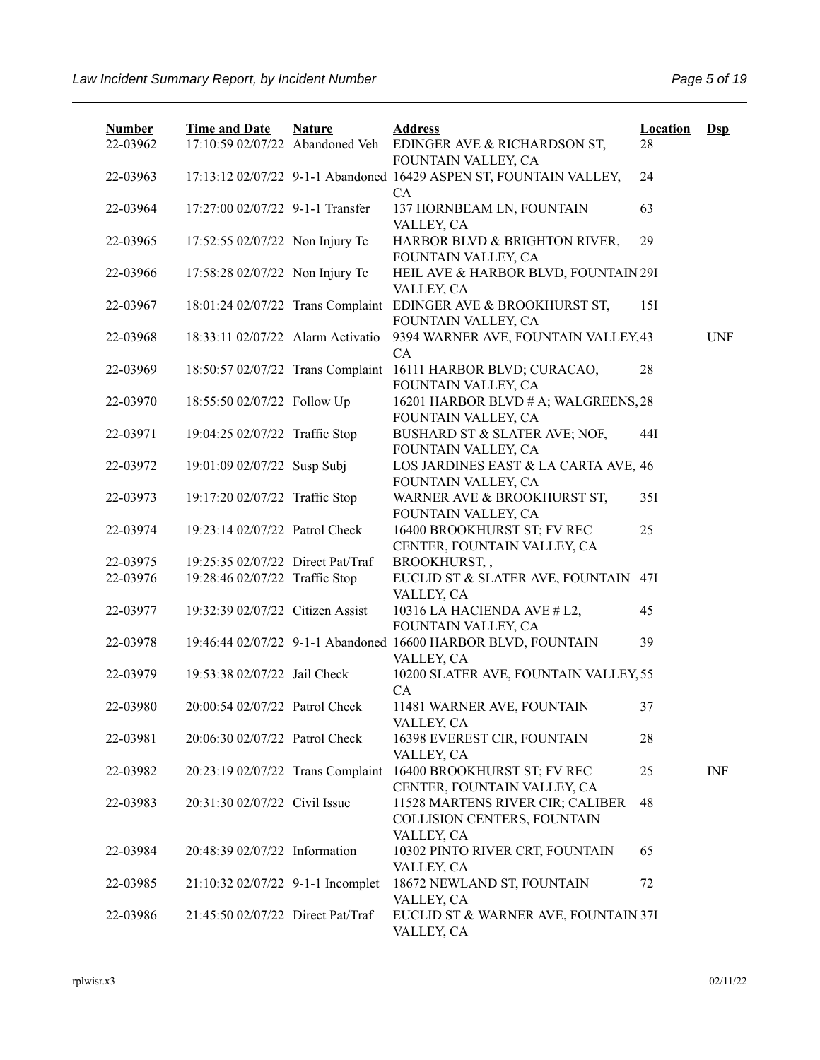| Number | Time and Date | Nature | Address | Location | Dsp |
|---|---|---|---|---|---|
| 22-03962 | 17:10:59 02/07/22 | Abandoned Veh | EDINGER AVE & RICHARDSON ST, FOUNTAIN VALLEY, CA | 28 | |
| 22-03963 | 17:13:12 02/07/22 | 9-1-1 Abandoned | 16429 ASPEN ST, FOUNTAIN VALLEY, CA | 24 | |
| 22-03964 | 17:27:00 02/07/22 | 9-1-1 Transfer | 137 HORNBEAM LN, FOUNTAIN VALLEY, CA | 63 | |
| 22-03965 | 17:52:55 02/07/22 | Non Injury Tc | HARBOR BLVD & BRIGHTON RIVER, FOUNTAIN VALLEY, CA | 29 | |
| 22-03966 | 17:58:28 02/07/22 | Non Injury Tc | HEIL AVE & HARBOR BLVD, FOUNTAIN VALLEY, CA | 29I | |
| 22-03967 | 18:01:24 02/07/22 | Trans Complaint | EDINGER AVE & BROOKHURST ST, FOUNTAIN VALLEY, CA | 15I | |
| 22-03968 | 18:33:11 02/07/22 | Alarm Activatio | 9394 WARNER AVE, FOUNTAIN VALLEY, CA | 43 | UNF |
| 22-03969 | 18:50:57 02/07/22 | Trans Complaint | 16111 HARBOR BLVD; CURACAO, FOUNTAIN VALLEY, CA | 28 | |
| 22-03970 | 18:55:50 02/07/22 | Follow Up | 16201 HARBOR BLVD # A; WALGREENS, FOUNTAIN VALLEY, CA | 28 | |
| 22-03971 | 19:04:25 02/07/22 | Traffic Stop | BUSHARD ST & SLATER AVE; NOF, FOUNTAIN VALLEY, CA | 44I | |
| 22-03972 | 19:01:09 02/07/22 | Susp Subj | LOS JARDINES EAST & LA CARTA AVE, FOUNTAIN VALLEY, CA | 46 | |
| 22-03973 | 19:17:20 02/07/22 | Traffic Stop | WARNER AVE & BROOKHURST ST, FOUNTAIN VALLEY, CA | 35I | |
| 22-03974 | 19:23:14 02/07/22 | Patrol Check | 16400 BROOKHURST ST; FV REC CENTER, FOUNTAIN VALLEY, CA | 25 | |
| 22-03975 | 19:25:35 02/07/22 | Direct Pat/Traf | BROOKHURST, , | | |
| 22-03976 | 19:28:46 02/07/22 | Traffic Stop | EUCLID ST & SLATER AVE, FOUNTAIN VALLEY, CA | 47I | |
| 22-03977 | 19:32:39 02/07/22 | Citizen Assist | 10316 LA HACIENDA AVE # L2, FOUNTAIN VALLEY, CA | 45 | |
| 22-03978 | 19:46:44 02/07/22 | 9-1-1 Abandoned | 16600 HARBOR BLVD, FOUNTAIN VALLEY, CA | 39 | |
| 22-03979 | 19:53:38 02/07/22 | Jail Check | 10200 SLATER AVE, FOUNTAIN VALLEY, CA | 55 | |
| 22-03980 | 20:00:54 02/07/22 | Patrol Check | 11481 WARNER AVE, FOUNTAIN VALLEY, CA | 37 | |
| 22-03981 | 20:06:30 02/07/22 | Patrol Check | 16398 EVEREST CIR, FOUNTAIN VALLEY, CA | 28 | |
| 22-03982 | 20:23:19 02/07/22 | Trans Complaint | 16400 BROOKHURST ST; FV REC CENTER, FOUNTAIN VALLEY, CA | 25 | INF |
| 22-03983 | 20:31:30 02/07/22 | Civil Issue | 11528 MARTENS RIVER CIR; CALIBER COLLISION CENTERS, FOUNTAIN VALLEY, CA | 48 | |
| 22-03984 | 20:48:39 02/07/22 | Information | 10302 PINTO RIVER CRT, FOUNTAIN VALLEY, CA | 65 | |
| 22-03985 | 21:10:32 02/07/22 | 9-1-1 Incomplet | 18672 NEWLAND ST, FOUNTAIN VALLEY, CA | 72 | |
| 22-03986 | 21:45:50 02/07/22 | Direct Pat/Traf | EUCLID ST & WARNER AVE, FOUNTAIN VALLEY, CA | 37I | |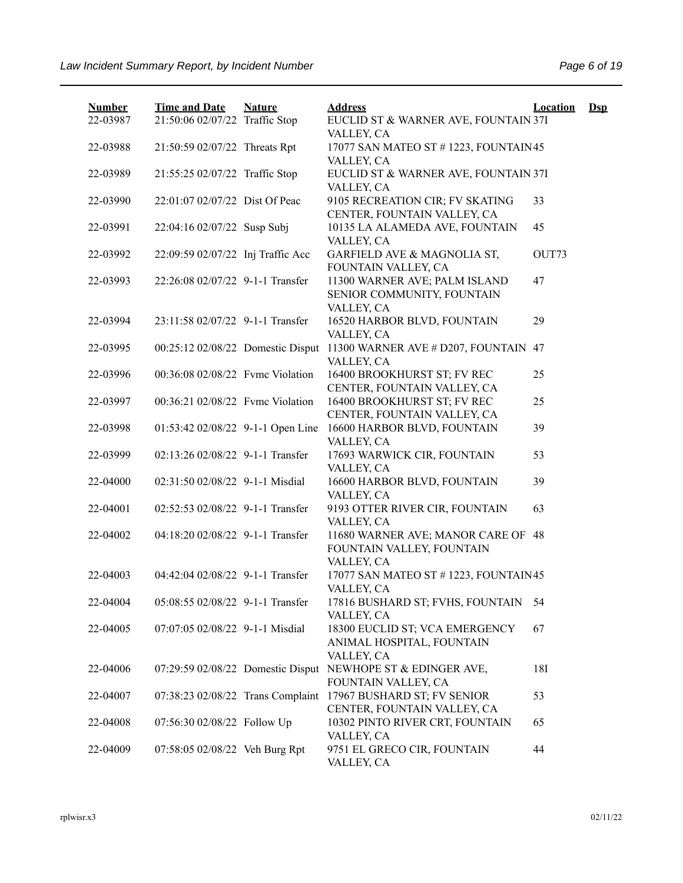| Number | Time and Date | Nature | Address | Location | Dsp |
|---|---|---|---|---|---|
| 22-03987 | 21:50:06 02/07/22 | Traffic Stop | EUCLID ST & WARNER AVE, FOUNTAIN VALLEY, CA | 37I | |
| 22-03988 | 21:50:59 02/07/22 | Threats Rpt | 17077 SAN MATEO ST # 1223, FOUNTAIN VALLEY, CA | 45 | |
| 22-03989 | 21:55:25 02/07/22 | Traffic Stop | EUCLID ST & WARNER AVE, FOUNTAIN VALLEY, CA | 37I | |
| 22-03990 | 22:01:07 02/07/22 | Dist Of Peac | 9105 RECREATION CIR; FV SKATING CENTER, FOUNTAIN VALLEY, CA | 33 | |
| 22-03991 | 22:04:16 02/07/22 | Susp Subj | 10135 LA ALAMEDA AVE, FOUNTAIN VALLEY, CA | 45 | |
| 22-03992 | 22:09:59 02/07/22 | Inj Traffic Acc | GARFIELD AVE & MAGNOLIA ST, FOUNTAIN VALLEY, CA | OUT73 | |
| 22-03993 | 22:26:08 02/07/22 | 9-1-1 Transfer | 11300 WARNER AVE; PALM ISLAND SENIOR COMMUNITY, FOUNTAIN VALLEY, CA | 47 | |
| 22-03994 | 23:11:58 02/07/22 | 9-1-1 Transfer | 16520 HARBOR BLVD, FOUNTAIN VALLEY, CA | 29 | |
| 22-03995 | 00:25:12 02/08/22 | Domestic Disput | 11300 WARNER AVE # D207, FOUNTAIN VALLEY, CA | 47 | |
| 22-03996 | 00:36:08 02/08/22 | Fvmc Violation | 16400 BROOKHURST ST; FV REC CENTER, FOUNTAIN VALLEY, CA | 25 | |
| 22-03997 | 00:36:21 02/08/22 | Fvmc Violation | 16400 BROOKHURST ST; FV REC CENTER, FOUNTAIN VALLEY, CA | 25 | |
| 22-03998 | 01:53:42 02/08/22 | 9-1-1 Open Line | 16600 HARBOR BLVD, FOUNTAIN VALLEY, CA | 39 | |
| 22-03999 | 02:13:26 02/08/22 | 9-1-1 Transfer | 17693 WARWICK CIR, FOUNTAIN VALLEY, CA | 53 | |
| 22-04000 | 02:31:50 02/08/22 | 9-1-1 Misdial | 16600 HARBOR BLVD, FOUNTAIN VALLEY, CA | 39 | |
| 22-04001 | 02:52:53 02/08/22 | 9-1-1 Transfer | 9193 OTTER RIVER CIR, FOUNTAIN VALLEY, CA | 63 | |
| 22-04002 | 04:18:20 02/08/22 | 9-1-1 Transfer | 11680 WARNER AVE; MANOR CARE OF FOUNTAIN VALLEY, FOUNTAIN VALLEY, CA | 48 | |
| 22-04003 | 04:42:04 02/08/22 | 9-1-1 Transfer | 17077 SAN MATEO ST # 1223, FOUNTAIN VALLEY, CA | 45 | |
| 22-04004 | 05:08:55 02/08/22 | 9-1-1 Transfer | 17816 BUSHARD ST; FVHS, FOUNTAIN VALLEY, CA | 54 | |
| 22-04005 | 07:07:05 02/08/22 | 9-1-1 Misdial | 18300 EUCLID ST; VCA EMERGENCY ANIMAL HOSPITAL, FOUNTAIN VALLEY, CA | 67 | |
| 22-04006 | 07:29:59 02/08/22 | Domestic Disput | NEWHOPE ST & EDINGER AVE, FOUNTAIN VALLEY, CA | 18I | |
| 22-04007 | 07:38:23 02/08/22 | Trans Complaint | 17967 BUSHARD ST; FV SENIOR CENTER, FOUNTAIN VALLEY, CA | 53 | |
| 22-04008 | 07:56:30 02/08/22 | Follow Up | 10302 PINTO RIVER CRT, FOUNTAIN VALLEY, CA | 65 | |
| 22-04009 | 07:58:05 02/08/22 | Veh Burg Rpt | 9751 EL GRECO CIR, FOUNTAIN VALLEY, CA | 44 | |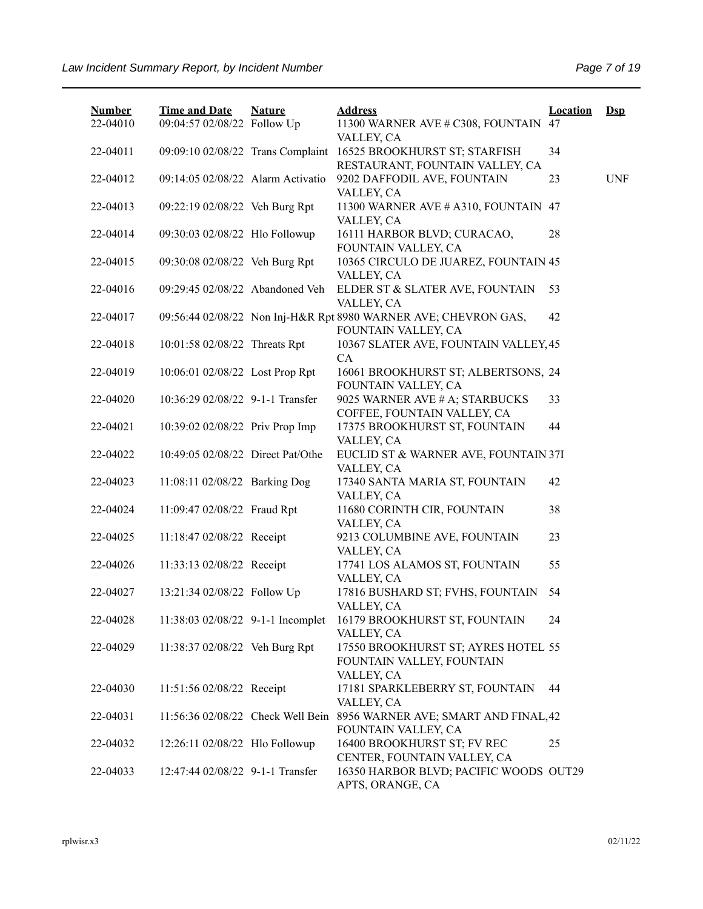| Number | Time and Date | Nature | Address | Location | Dsp |
|---|---|---|---|---|---|
| 22-04010 | 09:04:57 02/08/22 | Follow Up | 11300 WARNER AVE # C308, FOUNTAIN VALLEY, CA | 47 | |
| 22-04011 | 09:09:10 02/08/22 | Trans Complaint | 16525 BROOKHURST ST; STARFISH RESTAURANT, FOUNTAIN VALLEY, CA | 34 | |
| 22-04012 | 09:14:05 02/08/22 | Alarm Activatio | 9202 DAFFODIL AVE, FOUNTAIN VALLEY, CA | 23 | UNF |
| 22-04013 | 09:22:19 02/08/22 | Veh Burg Rpt | 11300 WARNER AVE # A310, FOUNTAIN VALLEY, CA | 47 | |
| 22-04014 | 09:30:03 02/08/22 | Hlo Followup | 16111 HARBOR BLVD; CURACAO, FOUNTAIN VALLEY, CA | 28 | |
| 22-04015 | 09:30:08 02/08/22 | Veh Burg Rpt | 10365 CIRCULO DE JUAREZ, FOUNTAIN VALLEY, CA | 45 | |
| 22-04016 | 09:29:45 02/08/22 | Abandoned Veh | ELDER ST & SLATER AVE, FOUNTAIN VALLEY, CA | 53 | |
| 22-04017 | 09:56:44 02/08/22 | Non Inj-H&R Rpt | 8980 WARNER AVE; CHEVRON GAS, FOUNTAIN VALLEY, CA | 42 | |
| 22-04018 | 10:01:58 02/08/22 | Threats Rpt | 10367 SLATER AVE, FOUNTAIN VALLEY, CA | 45 | |
| 22-04019 | 10:06:01 02/08/22 | Lost Prop Rpt | 16061 BROOKHURST ST; ALBERTSONS, FOUNTAIN VALLEY, CA | 24 | |
| 22-04020 | 10:36:29 02/08/22 | 9-1-1 Transfer | 9025 WARNER AVE # A; STARBUCKS COFFEE, FOUNTAIN VALLEY, CA | 33 | |
| 22-04021 | 10:39:02 02/08/22 | Priv Prop Imp | 17375 BROOKHURST ST, FOUNTAIN VALLEY, CA | 44 | |
| 22-04022 | 10:49:05 02/08/22 | Direct Pat/Othe | EUCLID ST & WARNER AVE, FOUNTAIN VALLEY, CA | 37I | |
| 22-04023 | 11:08:11 02/08/22 | Barking Dog | 17340 SANTA MARIA ST, FOUNTAIN VALLEY, CA | 42 | |
| 22-04024 | 11:09:47 02/08/22 | Fraud Rpt | 11680 CORINTH CIR, FOUNTAIN VALLEY, CA | 38 | |
| 22-04025 | 11:18:47 02/08/22 | Receipt | 9213 COLUMBINE AVE, FOUNTAIN VALLEY, CA | 23 | |
| 22-04026 | 11:33:13 02/08/22 | Receipt | 17741 LOS ALAMOS ST, FOUNTAIN VALLEY, CA | 55 | |
| 22-04027 | 13:21:34 02/08/22 | Follow Up | 17816 BUSHARD ST; FVHS, FOUNTAIN VALLEY, CA | 54 | |
| 22-04028 | 11:38:03 02/08/22 | 9-1-1 Incomplet | 16179 BROOKHURST ST, FOUNTAIN VALLEY, CA | 24 | |
| 22-04029 | 11:38:37 02/08/22 | Veh Burg Rpt | 17550 BROOKHURST ST; AYRES HOTEL FOUNTAIN VALLEY, FOUNTAIN VALLEY, CA | 55 | |
| 22-04030 | 11:51:56 02/08/22 | Receipt | 17181 SPARKLEBERRY ST, FOUNTAIN VALLEY, CA | 44 | |
| 22-04031 | 11:56:36 02/08/22 | Check Well Bein | 8956 WARNER AVE; SMART AND FINAL, FOUNTAIN VALLEY, CA | 42 | |
| 22-04032 | 12:26:11 02/08/22 | Hlo Followup | 16400 BROOKHURST ST; FV REC CENTER, FOUNTAIN VALLEY, CA | 25 | |
| 22-04033 | 12:47:44 02/08/22 | 9-1-1 Transfer | 16350 HARBOR BLVD; PACIFIC WOODS APTS, ORANGE, CA | OUT29 | |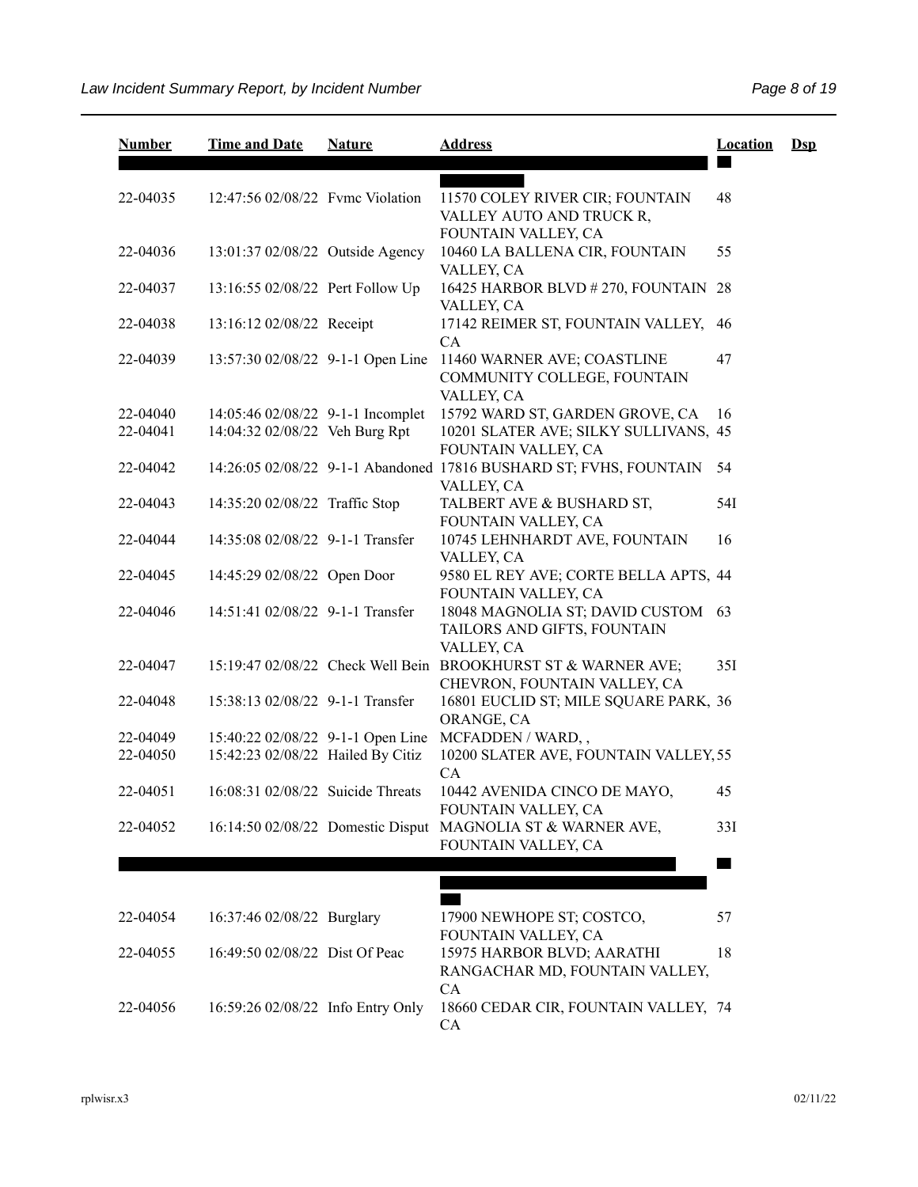| Number | Time and Date | Nature | Address | Location | Dsp |
|---|---|---|---|---|---|
| 22-04035 | 12:47:56 02/08/22 | Fvmc Violation | 11570 COLEY RIVER CIR; FOUNTAIN VALLEY AUTO AND TRUCK R, FOUNTAIN VALLEY, CA | 48 | |
| 22-04036 | 13:01:37 02/08/22 | Outside Agency | 10460 LA BALLENA CIR, FOUNTAIN VALLEY, CA | 55 | |
| 22-04037 | 13:16:55 02/08/22 | Pert Follow Up | 16425 HARBOR BLVD # 270, FOUNTAIN VALLEY, CA | 28 | |
| 22-04038 | 13:16:12 02/08/22 | Receipt | 17142 REIMER ST, FOUNTAIN VALLEY, CA | 46 | |
| 22-04039 | 13:57:30 02/08/22 | 9-1-1 Open Line | 11460 WARNER AVE; COASTLINE COMMUNITY COLLEGE, FOUNTAIN VALLEY, CA | 47 | |
| 22-04040 | 14:05:46 02/08/22 | 9-1-1 Incomplet | 15792 WARD ST, GARDEN GROVE, CA | 16 | |
| 22-04041 | 14:04:32 02/08/22 | Veh Burg Rpt | 10201 SLATER AVE; SILKY SULLIVANS, FOUNTAIN VALLEY, CA | 45 | |
| 22-04042 | 14:26:05 02/08/22 | 9-1-1 Abandoned | 17816 BUSHARD ST; FVHS, FOUNTAIN VALLEY, CA | 54 | |
| 22-04043 | 14:35:20 02/08/22 | Traffic Stop | TALBERT AVE & BUSHARD ST, FOUNTAIN VALLEY, CA | 54I | |
| 22-04044 | 14:35:08 02/08/22 | 9-1-1 Transfer | 10745 LEHNHARDT AVE, FOUNTAIN VALLEY, CA | 16 | |
| 22-04045 | 14:45:29 02/08/22 | Open Door | 9580 EL REY AVE; CORTE BELLA APTS, FOUNTAIN VALLEY, CA | 44 | |
| 22-04046 | 14:51:41 02/08/22 | 9-1-1 Transfer | 18048 MAGNOLIA ST; DAVID CUSTOM TAILORS AND GIFTS, FOUNTAIN VALLEY, CA | 63 | |
| 22-04047 | 15:19:47 02/08/22 | Check Well Bein | BROOKHURST ST & WARNER AVE; CHEVRON, FOUNTAIN VALLEY, CA | 35I | |
| 22-04048 | 15:38:13 02/08/22 | 9-1-1 Transfer | 16801 EUCLID ST; MILE SQUARE PARK, ORANGE, CA | 36 | |
| 22-04049 | 15:40:22 02/08/22 | 9-1-1 Open Line | MCFADDEN / WARD, , | | |
| 22-04050 | 15:42:23 02/08/22 | Hailed By Citiz | 10200 SLATER AVE, FOUNTAIN VALLEY, CA | 55 | |
| 22-04051 | 16:08:31 02/08/22 | Suicide Threats | 10442 AVENIDA CINCO DE MAYO, FOUNTAIN VALLEY, CA | 45 | |
| 22-04052 | 16:14:50 02/08/22 | Domestic Disput | MAGNOLIA ST & WARNER AVE, FOUNTAIN VALLEY, CA | 33I | |
| 22-04054 | 16:37:46 02/08/22 | Burglary | 17900 NEWHOPE ST; COSTCO, FOUNTAIN VALLEY, CA | 57 | |
| 22-04055 | 16:49:50 02/08/22 | Dist Of Peac | 15975 HARBOR BLVD; AARATHI RANGACHAR MD, FOUNTAIN VALLEY, CA | 18 | |
| 22-04056 | 16:59:26 02/08/22 | Info Entry Only | 18660 CEDAR CIR, FOUNTAIN VALLEY, CA | 74 | |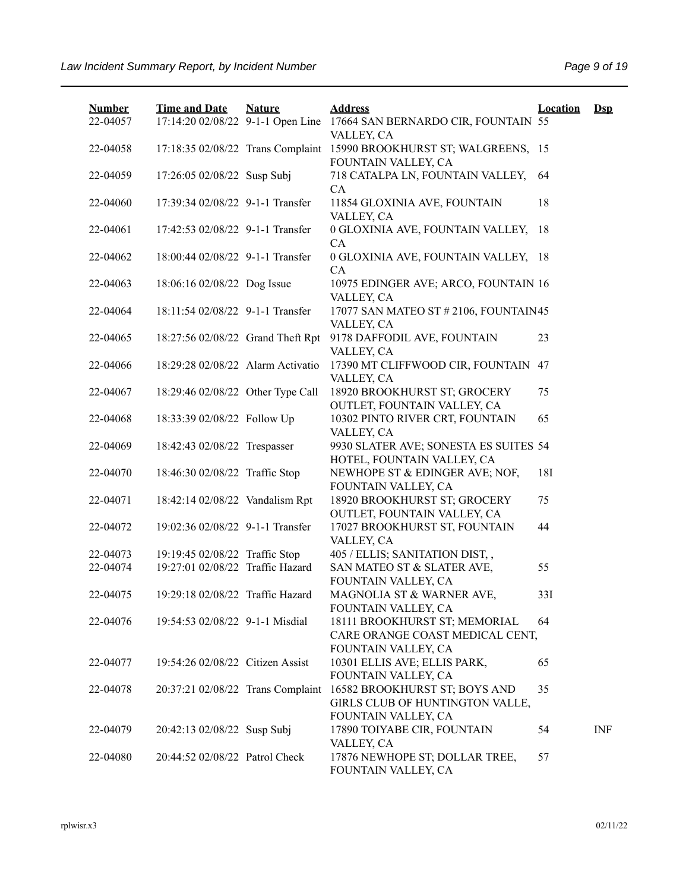| Number | Time and Date | Nature | Address | Location | Dsp |
|---|---|---|---|---|---|
| 22-04057 | 17:14:20 02/08/22 | 9-1-1 Open Line | 17664 SAN BERNARDO CIR, FOUNTAIN VALLEY, CA | 55 | |
| 22-04058 | 17:18:35 02/08/22 | Trans Complaint | 15990 BROOKHURST ST; WALGREENS, FOUNTAIN VALLEY, CA | 15 | |
| 22-04059 | 17:26:05 02/08/22 | Susp Subj | 718 CATALPA LN, FOUNTAIN VALLEY, CA | 64 | |
| 22-04060 | 17:39:34 02/08/22 | 9-1-1 Transfer | 11854 GLOXINIA AVE, FOUNTAIN VALLEY, CA | 18 | |
| 22-04061 | 17:42:53 02/08/22 | 9-1-1 Transfer | 0 GLOXINIA AVE, FOUNTAIN VALLEY, CA | 18 | |
| 22-04062 | 18:00:44 02/08/22 | 9-1-1 Transfer | 0 GLOXINIA AVE, FOUNTAIN VALLEY, CA | 18 | |
| 22-04063 | 18:06:16 02/08/22 | Dog Issue | 10975 EDINGER AVE; ARCO, FOUNTAIN VALLEY, CA | 16 | |
| 22-04064 | 18:11:54 02/08/22 | 9-1-1 Transfer | 17077 SAN MATEO ST # 2106, FOUNTAIN VALLEY, CA | 45 | |
| 22-04065 | 18:27:56 02/08/22 | Grand Theft Rpt | 9178 DAFFODIL AVE, FOUNTAIN VALLEY, CA | 23 | |
| 22-04066 | 18:29:28 02/08/22 | Alarm Activatio | 17390 MT CLIFFWOOD CIR, FOUNTAIN VALLEY, CA | 47 | |
| 22-04067 | 18:29:46 02/08/22 | Other Type Call | 18920 BROOKHURST ST; GROCERY OUTLET, FOUNTAIN VALLEY, CA | 75 | |
| 22-04068 | 18:33:39 02/08/22 | Follow Up | 10302 PINTO RIVER CRT, FOUNTAIN VALLEY, CA | 65 | |
| 22-04069 | 18:42:43 02/08/22 | Trespasser | 9930 SLATER AVE; SONESTA ES SUITES HOTEL, FOUNTAIN VALLEY, CA | 54 | |
| 22-04070 | 18:46:30 02/08/22 | Traffic Stop | NEWHOPE ST & EDINGER AVE; NOF, FOUNTAIN VALLEY, CA | 18I | |
| 22-04071 | 18:42:14 02/08/22 | Vandalism Rpt | 18920 BROOKHURST ST; GROCERY OUTLET, FOUNTAIN VALLEY, CA | 75 | |
| 22-04072 | 19:02:36 02/08/22 | 9-1-1 Transfer | 17027 BROOKHURST ST, FOUNTAIN VALLEY, CA | 44 | |
| 22-04073 | 19:19:45 02/08/22 | Traffic Stop | 405 / ELLIS; SANITATION DIST, , | | |
| 22-04074 | 19:27:01 02/08/22 | Traffic Hazard | SAN MATEO ST & SLATER AVE, FOUNTAIN VALLEY, CA | 55 | |
| 22-04075 | 19:29:18 02/08/22 | Traffic Hazard | MAGNOLIA ST & WARNER AVE, FOUNTAIN VALLEY, CA | 33I | |
| 22-04076 | 19:54:53 02/08/22 | 9-1-1 Misdial | 18111 BROOKHURST ST; MEMORIAL CARE ORANGE COAST MEDICAL CENT, FOUNTAIN VALLEY, CA | 64 | |
| 22-04077 | 19:54:26 02/08/22 | Citizen Assist | 10301 ELLIS AVE; ELLIS PARK, FOUNTAIN VALLEY, CA | 65 | |
| 22-04078 | 20:37:21 02/08/22 | Trans Complaint | 16582 BROOKHURST ST; BOYS AND GIRLS CLUB OF HUNTINGTON VALLE, FOUNTAIN VALLEY, CA | 35 | |
| 22-04079 | 20:42:13 02/08/22 | Susp Subj | 17890 TOIYABE CIR, FOUNTAIN VALLEY, CA | 54 | INF |
| 22-04080 | 20:44:52 02/08/22 | Patrol Check | 17876 NEWHOPE ST; DOLLAR TREE, FOUNTAIN VALLEY, CA | 57 | |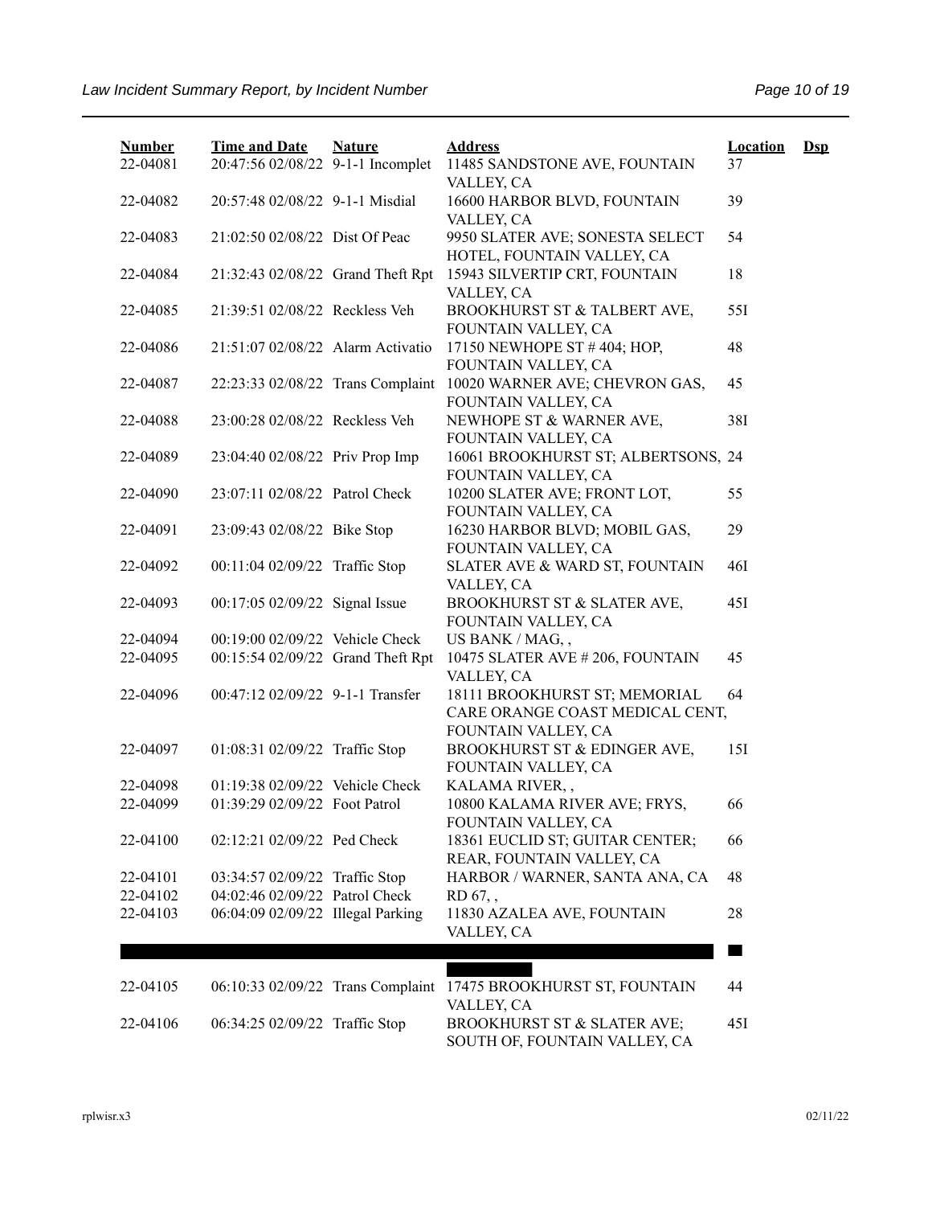| Number | Time and Date | Nature | Address | Location | Dsp |
|---|---|---|---|---|---|
| 22-04081 | 20:47:56 02/08/22 | 9-1-1 Incomplet | 11485 SANDSTONE AVE, FOUNTAIN VALLEY, CA | 37 | |
| 22-04082 | 20:57:48 02/08/22 | 9-1-1 Misdial | 16600 HARBOR BLVD, FOUNTAIN VALLEY, CA | 39 | |
| 22-04083 | 21:02:50 02/08/22 | Dist Of Peac | 9950 SLATER AVE; SONESTA SELECT HOTEL, FOUNTAIN VALLEY, CA | 54 | |
| 22-04084 | 21:32:43 02/08/22 | Grand Theft Rpt | 15943 SILVERTIP CRT, FOUNTAIN VALLEY, CA | 18 | |
| 22-04085 | 21:39:51 02/08/22 | Reckless Veh | BROOKHURST ST & TALBERT AVE, FOUNTAIN VALLEY, CA | 55I | |
| 22-04086 | 21:51:07 02/08/22 | Alarm Activatio | 17150 NEWHOPE ST # 404; HOP, FOUNTAIN VALLEY, CA | 48 | |
| 22-04087 | 22:23:33 02/08/22 | Trans Complaint | 10020 WARNER AVE; CHEVRON GAS, FOUNTAIN VALLEY, CA | 45 | |
| 22-04088 | 23:00:28 02/08/22 | Reckless Veh | NEWHOPE ST & WARNER AVE, FOUNTAIN VALLEY, CA | 38I | |
| 22-04089 | 23:04:40 02/08/22 | Priv Prop Imp | 16061 BROOKHURST ST; ALBERTSONS, FOUNTAIN VALLEY, CA | 24 | |
| 22-04090 | 23:07:11 02/08/22 | Patrol Check | 10200 SLATER AVE; FRONT LOT, FOUNTAIN VALLEY, CA | 55 | |
| 22-04091 | 23:09:43 02/08/22 | Bike Stop | 16230 HARBOR BLVD; MOBIL GAS, FOUNTAIN VALLEY, CA | 29 | |
| 22-04092 | 00:11:04 02/09/22 | Traffic Stop | SLATER AVE & WARD ST, FOUNTAIN VALLEY, CA | 46I | |
| 22-04093 | 00:17:05 02/09/22 | Signal Issue | BROOKHURST ST & SLATER AVE, FOUNTAIN VALLEY, CA | 45I | |
| 22-04094 | 00:19:00 02/09/22 | Vehicle Check | US BANK / MAG, , | | |
| 22-04095 | 00:15:54 02/09/22 | Grand Theft Rpt | 10475 SLATER AVE # 206, FOUNTAIN VALLEY, CA | 45 | |
| 22-04096 | 00:47:12 02/09/22 | 9-1-1 Transfer | 18111 BROOKHURST ST; MEMORIAL CARE ORANGE COAST MEDICAL CENT, FOUNTAIN VALLEY, CA | 64 | |
| 22-04097 | 01:08:31 02/09/22 | Traffic Stop | BROOKHURST ST & EDINGER AVE, FOUNTAIN VALLEY, CA | 15I | |
| 22-04098 | 01:19:38 02/09/22 | Vehicle Check | KALAMA RIVER, , | | |
| 22-04099 | 01:39:29 02/09/22 | Foot Patrol | 10800 KALAMA RIVER AVE; FRYS, FOUNTAIN VALLEY, CA | 66 | |
| 22-04100 | 02:12:21 02/09/22 | Ped Check | 18361 EUCLID ST; GUITAR CENTER; REAR, FOUNTAIN VALLEY, CA | 66 | |
| 22-04101 | 03:34:57 02/09/22 | Traffic Stop | HARBOR / WARNER, SANTA ANA, CA | 48 | |
| 22-04102 | 04:02:46 02/09/22 | Patrol Check | RD 67, , | | |
| 22-04103 | 06:04:09 02/09/22 | Illegal Parking | 11830 AZALEA AVE, FOUNTAIN VALLEY, CA | 28 | |
| | | | | | |
| 22-04105 | 06:10:33 02/09/22 | Trans Complaint | 17475 BROOKHURST ST, FOUNTAIN VALLEY, CA | 44 | |
| 22-04106 | 06:34:25 02/09/22 | Traffic Stop | BROOKHURST ST & SLATER AVE; SOUTH OF, FOUNTAIN VALLEY, CA | 45I | |

rplwisr.x3 02/11/22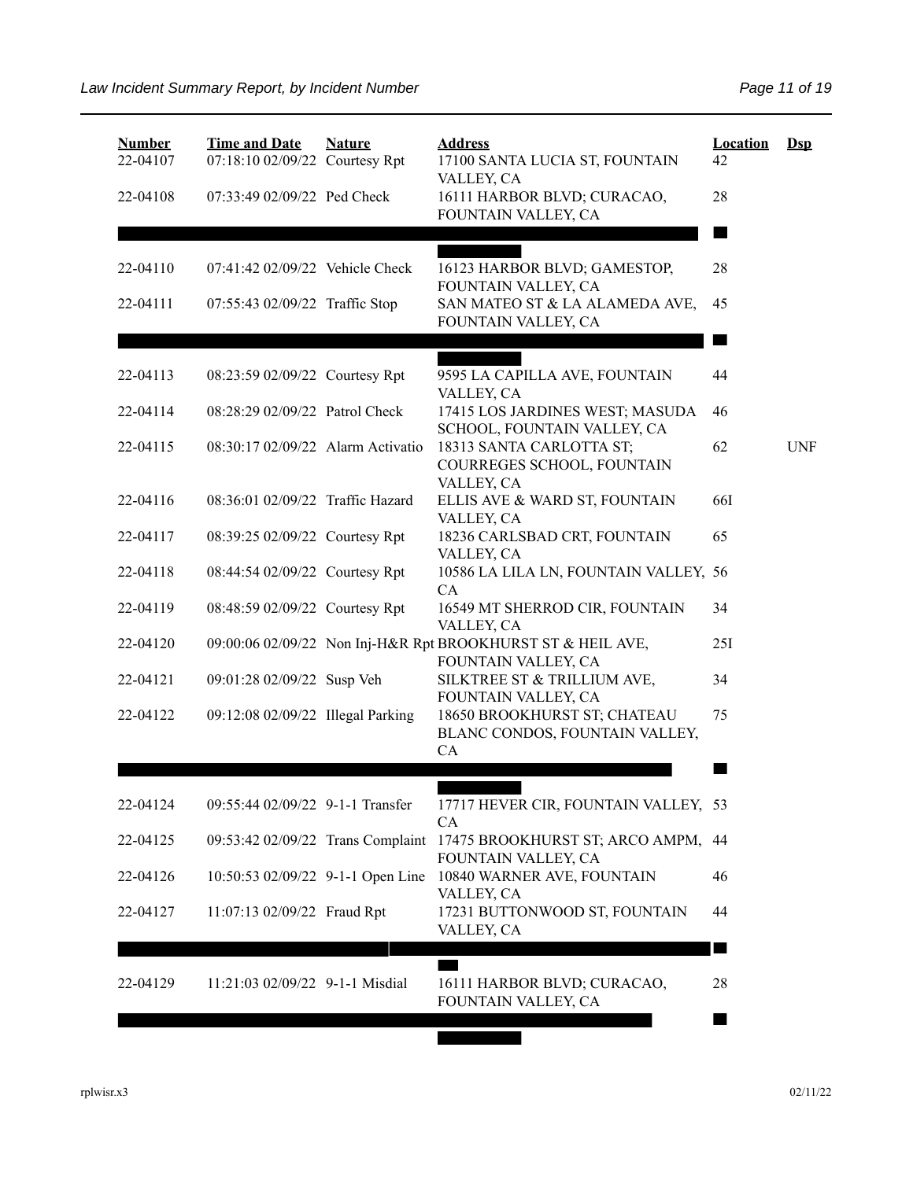| Number | Time and Date | Nature | Address | Location | Dsp |
|---|---|---|---|---|---|
| 22-04107 | 07:18:10 02/09/22 | Courtesy Rpt | 17100 SANTA LUCIA ST, FOUNTAIN VALLEY, CA | 42 | |
| 22-04108 | 07:33:49 02/09/22 | Ped Check | 16111 HARBOR BLVD; CURACAO, FOUNTAIN VALLEY, CA | 28 | |
| | | | | | |
| 22-04110 | 07:41:42 02/09/22 | Vehicle Check | 16123 HARBOR BLVD; GAMESTOP, FOUNTAIN VALLEY, CA | 28 | |
| 22-04111 | 07:55:43 02/09/22 | Traffic Stop | SAN MATEO ST & LA ALAMEDA AVE, FOUNTAIN VALLEY, CA | 45 | |
| | | | | | |
| 22-04113 | 08:23:59 02/09/22 | Courtesy Rpt | 9595 LA CAPILLA AVE, FOUNTAIN VALLEY, CA | 44 | |
| 22-04114 | 08:28:29 02/09/22 | Patrol Check | 17415 LOS JARDINES WEST; MASUDA SCHOOL, FOUNTAIN VALLEY, CA | 46 | |
| 22-04115 | 08:30:17 02/09/22 | Alarm Activatio | 18313 SANTA CARLOTTA ST; COURREGES SCHOOL, FOUNTAIN VALLEY, CA | 62 | UNF |
| 22-04116 | 08:36:01 02/09/22 | Traffic Hazard | ELLIS AVE & WARD ST, FOUNTAIN VALLEY, CA | 66I | |
| 22-04117 | 08:39:25 02/09/22 | Courtesy Rpt | 18236 CARLSBAD CRT, FOUNTAIN VALLEY, CA | 65 | |
| 22-04118 | 08:44:54 02/09/22 | Courtesy Rpt | 10586 LA LILA LN, FOUNTAIN VALLEY, CA | 56 | |
| 22-04119 | 08:48:59 02/09/22 | Courtesy Rpt | 16549 MT SHERROD CIR, FOUNTAIN VALLEY, CA | 34 | |
| 22-04120 | 09:00:06 02/09/22 | Non Inj-H&R Rpt | BROOKHURST ST & HEIL AVE, FOUNTAIN VALLEY, CA | 25I | |
| 22-04121 | 09:01:28 02/09/22 | Susp Veh | SILKTREE ST & TRILLIUM AVE, FOUNTAIN VALLEY, CA | 34 | |
| 22-04122 | 09:12:08 02/09/22 | Illegal Parking | 18650 BROOKHURST ST; CHATEAU BLANC CONDOS, FOUNTAIN VALLEY, CA | 75 | |
| | | | | | |
| 22-04124 | 09:55:44 02/09/22 | 9-1-1 Transfer | 17717 HEVER CIR, FOUNTAIN VALLEY, CA | 53 | |
| 22-04125 | 09:53:42 02/09/22 | Trans Complaint | 17475 BROOKHURST ST; ARCO AMPM, FOUNTAIN VALLEY, CA | 44 | |
| 22-04126 | 10:50:53 02/09/22 | 9-1-1 Open Line | 10840 WARNER AVE, FOUNTAIN VALLEY, CA | 46 | |
| 22-04127 | 11:07:13 02/09/22 | Fraud Rpt | 17231 BUTTONWOOD ST, FOUNTAIN VALLEY, CA | 44 | |
| | | | | | |
| 22-04129 | 11:21:03 02/09/22 | 9-1-1 Misdial | 16111 HARBOR BLVD; CURACAO, FOUNTAIN VALLEY, CA | 28 | |
| | | | | | |

rplwisr.x3 02/11/22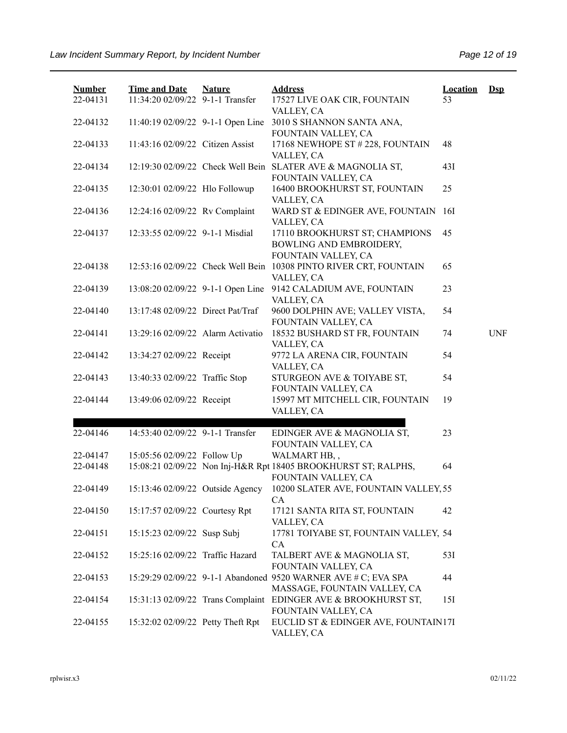| Number | Time and Date | Nature | Address | Location | Dsp |
|---|---|---|---|---|---|
| 22-04131 | 11:34:20 02/09/22 | 9-1-1 Transfer | 17527 LIVE OAK CIR, FOUNTAIN VALLEY, CA | 53 | |
| 22-04132 | 11:40:19 02/09/22 | 9-1-1 Open Line | 3010 S SHANNON SANTA ANA, FOUNTAIN VALLEY, CA | | |
| 22-04133 | 11:43:16 02/09/22 | Citizen Assist | 17168 NEWHOPE ST # 228, FOUNTAIN VALLEY, CA | 48 | |
| 22-04134 | 12:19:30 02/09/22 | Check Well Bein | SLATER AVE & MAGNOLIA ST, FOUNTAIN VALLEY, CA | 43I | |
| 22-04135 | 12:30:01 02/09/22 | Hlo Followup | 16400 BROOKHURST ST, FOUNTAIN VALLEY, CA | 25 | |
| 22-04136 | 12:24:16 02/09/22 | Rv Complaint | WARD ST & EDINGER AVE, FOUNTAIN VALLEY, CA | 16I | |
| 22-04137 | 12:33:55 02/09/22 | 9-1-1 Misdial | 17110 BROOKHURST ST; CHAMPIONS BOWLING AND EMBROIDERY, FOUNTAIN VALLEY, CA | 45 | |
| 22-04138 | 12:53:16 02/09/22 | Check Well Bein | 10308 PINTO RIVER CRT, FOUNTAIN VALLEY, CA | 65 | |
| 22-04139 | 13:08:20 02/09/22 | 9-1-1 Open Line | 9142 CALADIUM AVE, FOUNTAIN VALLEY, CA | 23 | |
| 22-04140 | 13:17:48 02/09/22 | Direct Pat/Traf | 9600 DOLPHIN AVE; VALLEY VISTA, FOUNTAIN VALLEY, CA | 54 | |
| 22-04141 | 13:29:16 02/09/22 | Alarm Activatio | 18532 BUSHARD ST FR, FOUNTAIN VALLEY, CA | 74 | UNF |
| 22-04142 | 13:34:27 02/09/22 | Receipt | 9772 LA ARENA CIR, FOUNTAIN VALLEY, CA | 54 | |
| 22-04143 | 13:40:33 02/09/22 | Traffic Stop | STURGEON AVE & TOIYABE ST, FOUNTAIN VALLEY, CA | 54 | |
| 22-04144 | 13:49:06 02/09/22 | Receipt | 15997 MT MITCHELL CIR, FOUNTAIN VALLEY, CA | 19 | |
| 22-04146 | 14:53:40 02/09/22 | 9-1-1 Transfer | EDINGER AVE & MAGNOLIA ST, FOUNTAIN VALLEY, CA | 23 | |
| 22-04147 | 15:05:56 02/09/22 | Follow Up | WALMART HB, , | | |
| 22-04148 | 15:08:21 02/09/22 | Non Inj-H&R Rpt | 18405 BROOKHURST ST; RALPHS, FOUNTAIN VALLEY, CA | 64 | |
| 22-04149 | 15:13:46 02/09/22 | Outside Agency | 10200 SLATER AVE, FOUNTAIN VALLEY, CA | 55 | |
| 22-04150 | 15:17:57 02/09/22 | Courtesy Rpt | 17121 SANTA RITA ST, FOUNTAIN VALLEY, CA | 42 | |
| 22-04151 | 15:15:23 02/09/22 | Susp Subj | 17781 TOIYABE ST, FOUNTAIN VALLEY, CA | 54 | |
| 22-04152 | 15:25:16 02/09/22 | Traffic Hazard | TALBERT AVE & MAGNOLIA ST, FOUNTAIN VALLEY, CA | 53I | |
| 22-04153 | 15:29:29 02/09/22 | 9-1-1 Abandoned | 9520 WARNER AVE # C; EVA SPA MASSAGE, FOUNTAIN VALLEY, CA | 44 | |
| 22-04154 | 15:31:13 02/09/22 | Trans Complaint | EDINGER AVE & BROOKHURST ST, FOUNTAIN VALLEY, CA | 15I | |
| 22-04155 | 15:32:02 02/09/22 | Petty Theft Rpt | EUCLID ST & EDINGER AVE, FOUNTAIN VALLEY, CA | 17I | |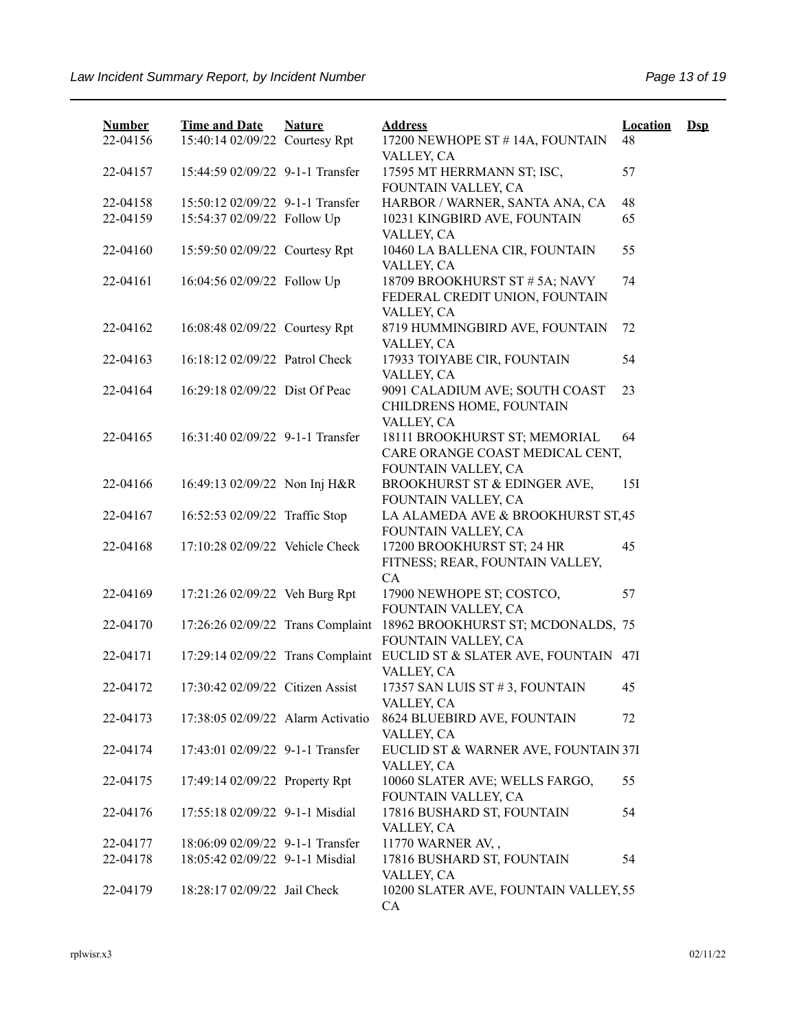| Number | Time and Date | Nature | Address | Location | Dsp |
|---|---|---|---|---|---|
| 22-04156 | 15:40:14 02/09/22 | Courtesy Rpt | 17200 NEWHOPE ST # 14A, FOUNTAIN VALLEY, CA | 48 | |
| 22-04157 | 15:44:59 02/09/22 | 9-1-1 Transfer | 17595 MT HERRMANN ST; ISC, FOUNTAIN VALLEY, CA | 57 | |
| 22-04158 | 15:50:12 02/09/22 | 9-1-1 Transfer | HARBOR / WARNER, SANTA ANA, CA | 48 | |
| 22-04159 | 15:54:37 02/09/22 | Follow Up | 10231 KINGBIRD AVE, FOUNTAIN VALLEY, CA | 65 | |
| 22-04160 | 15:59:50 02/09/22 | Courtesy Rpt | 10460 LA BALLENA CIR, FOUNTAIN VALLEY, CA | 55 | |
| 22-04161 | 16:04:56 02/09/22 | Follow Up | 18709 BROOKHURST ST # 5A; NAVY FEDERAL CREDIT UNION, FOUNTAIN VALLEY, CA | 74 | |
| 22-04162 | 16:08:48 02/09/22 | Courtesy Rpt | 8719 HUMMINGBIRD AVE, FOUNTAIN VALLEY, CA | 72 | |
| 22-04163 | 16:18:12 02/09/22 | Patrol Check | 17933 TOIYABE CIR, FOUNTAIN VALLEY, CA | 54 | |
| 22-04164 | 16:29:18 02/09/22 | Dist Of Peac | 9091 CALADIUM AVE; SOUTH COAST CHILDRENS HOME, FOUNTAIN VALLEY, CA | 23 | |
| 22-04165 | 16:31:40 02/09/22 | 9-1-1 Transfer | 18111 BROOKHURST ST; MEMORIAL CARE ORANGE COAST MEDICAL CENT, FOUNTAIN VALLEY, CA | 64 | |
| 22-04166 | 16:49:13 02/09/22 | Non Inj H&R | BROOKHURST ST & EDINGER AVE, FOUNTAIN VALLEY, CA | 15I | |
| 22-04167 | 16:52:53 02/09/22 | Traffic Stop | LA ALAMEDA AVE & BROOKHURST ST, FOUNTAIN VALLEY, CA | 45 | |
| 22-04168 | 17:10:28 02/09/22 | Vehicle Check | 17200 BROOKHURST ST; 24 HR FITNESS; REAR, FOUNTAIN VALLEY, CA | 45 | |
| 22-04169 | 17:21:26 02/09/22 | Veh Burg Rpt | 17900 NEWHOPE ST; COSTCO, FOUNTAIN VALLEY, CA | 57 | |
| 22-04170 | 17:26:26 02/09/22 | Trans Complaint | 18962 BROOKHURST ST; MCDONALDS, FOUNTAIN VALLEY, CA | 75 | |
| 22-04171 | 17:29:14 02/09/22 | Trans Complaint | EUCLID ST & SLATER AVE, FOUNTAIN VALLEY, CA | 47I | |
| 22-04172 | 17:30:42 02/09/22 | Citizen Assist | 17357 SAN LUIS ST # 3, FOUNTAIN VALLEY, CA | 45 | |
| 22-04173 | 17:38:05 02/09/22 | Alarm Activatio | 8624 BLUEBIRD AVE, FOUNTAIN VALLEY, CA | 72 | |
| 22-04174 | 17:43:01 02/09/22 | 9-1-1 Transfer | EUCLID ST & WARNER AVE, FOUNTAIN VALLEY, CA | 37I | |
| 22-04175 | 17:49:14 02/09/22 | Property Rpt | 10060 SLATER AVE; WELLS FARGO, FOUNTAIN VALLEY, CA | 55 | |
| 22-04176 | 17:55:18 02/09/22 | 9-1-1 Misdial | 17816 BUSHARD ST, FOUNTAIN VALLEY, CA | 54 | |
| 22-04177 | 18:06:09 02/09/22 | 9-1-1 Transfer | 11770 WARNER AV, , | | |
| 22-04178 | 18:05:42 02/09/22 | 9-1-1 Misdial | 17816 BUSHARD ST, FOUNTAIN VALLEY, CA | 54 | |
| 22-04179 | 18:28:17 02/09/22 | Jail Check | 10200 SLATER AVE, FOUNTAIN VALLEY, CA | 55 | |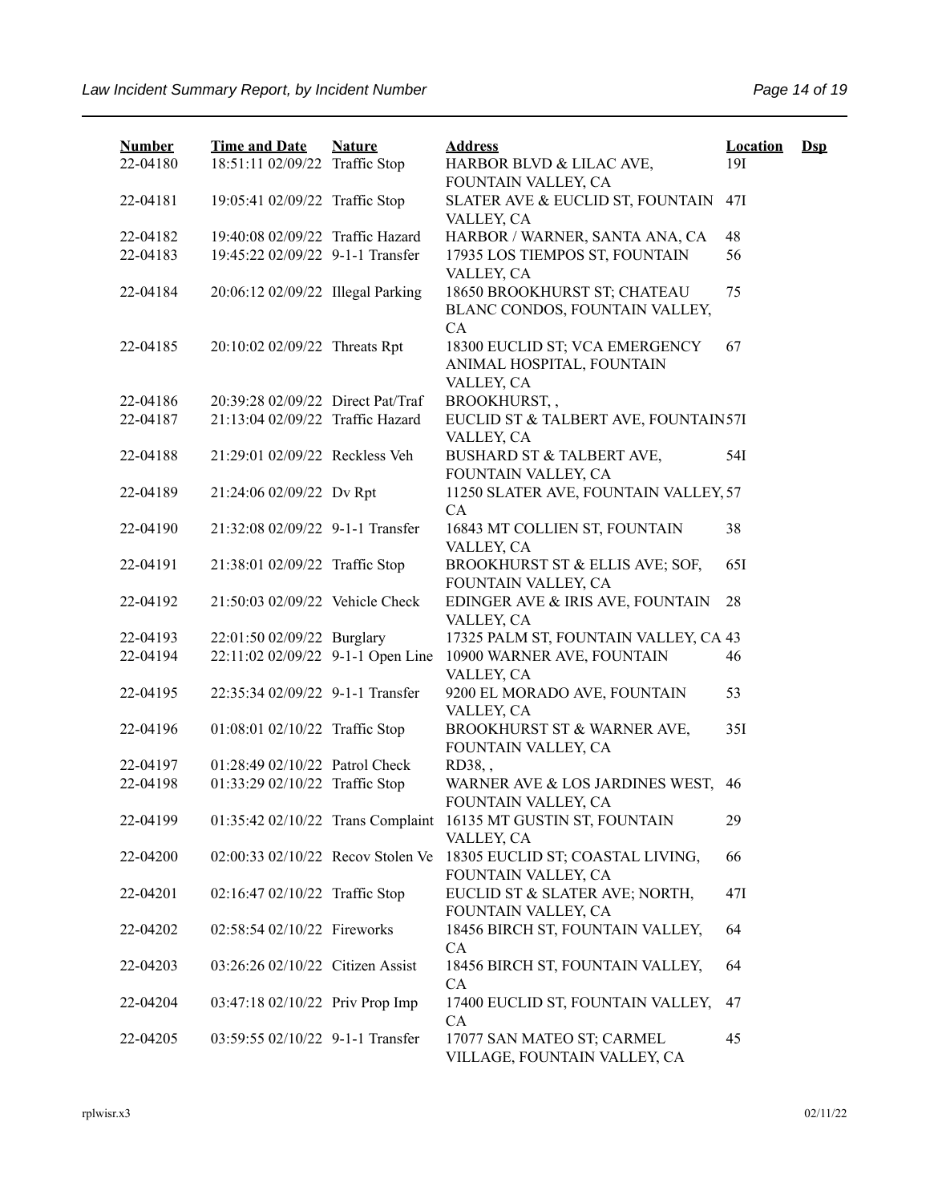| Number | Time and Date | Nature | Address | Location | Dsp |
|---|---|---|---|---|---|
| 22-04180 | 18:51:11 02/09/22 | Traffic Stop | HARBOR BLVD & LILAC AVE, FOUNTAIN VALLEY, CA | 19I | |
| 22-04181 | 19:05:41 02/09/22 | Traffic Stop | SLATER AVE & EUCLID ST, FOUNTAIN VALLEY, CA | 47I | |
| 22-04182 | 19:40:08 02/09/22 | Traffic Hazard | HARBOR / WARNER, SANTA ANA, CA | 48 | |
| 22-04183 | 19:45:22 02/09/22 | 9-1-1 Transfer | 17935 LOS TIEMPOS ST, FOUNTAIN VALLEY, CA | 56 | |
| 22-04184 | 20:06:12 02/09/22 | Illegal Parking | 18650 BROOKHURST ST; CHATEAU BLANC CONDOS, FOUNTAIN VALLEY, CA | 75 | |
| 22-04185 | 20:10:02 02/09/22 | Threats Rpt | 18300 EUCLID ST; VCA EMERGENCY ANIMAL HOSPITAL, FOUNTAIN VALLEY, CA | 67 | |
| 22-04186 | 20:39:28 02/09/22 | Direct Pat/Traf | BROOKHURST, , | | |
| 22-04187 | 21:13:04 02/09/22 | Traffic Hazard | EUCLID ST & TALBERT AVE, FOUNTAIN VALLEY, CA | 57I | |
| 22-04188 | 21:29:01 02/09/22 | Reckless Veh | BUSHARD ST & TALBERT AVE, FOUNTAIN VALLEY, CA | 54I | |
| 22-04189 | 21:24:06 02/09/22 | Dv Rpt | 11250 SLATER AVE, FOUNTAIN VALLEY, CA | 57 | |
| 22-04190 | 21:32:08 02/09/22 | 9-1-1 Transfer | 16843 MT COLLIEN ST, FOUNTAIN VALLEY, CA | 38 | |
| 22-04191 | 21:38:01 02/09/22 | Traffic Stop | BROOKHURST ST & ELLIS AVE; SOF, FOUNTAIN VALLEY, CA | 65I | |
| 22-04192 | 21:50:03 02/09/22 | Vehicle Check | EDINGER AVE & IRIS AVE, FOUNTAIN VALLEY, CA | 28 | |
| 22-04193 | 22:01:50 02/09/22 | Burglary | 17325 PALM ST, FOUNTAIN VALLEY, CA | 43 | |
| 22-04194 | 22:11:02 02/09/22 | 9-1-1 Open Line | 10900 WARNER AVE, FOUNTAIN VALLEY, CA | 46 | |
| 22-04195 | 22:35:34 02/09/22 | 9-1-1 Transfer | 9200 EL MORADO AVE, FOUNTAIN VALLEY, CA | 53 | |
| 22-04196 | 01:08:01 02/10/22 | Traffic Stop | BROOKHURST ST & WARNER AVE, FOUNTAIN VALLEY, CA | 35I | |
| 22-04197 | 01:28:49 02/10/22 | Patrol Check | RD38, , | | |
| 22-04198 | 01:33:29 02/10/22 | Traffic Stop | WARNER AVE & LOS JARDINES WEST, FOUNTAIN VALLEY, CA | 46 | |
| 22-04199 | 01:35:42 02/10/22 | Trans Complaint | 16135 MT GUSTIN ST, FOUNTAIN VALLEY, CA | 29 | |
| 22-04200 | 02:00:33 02/10/22 | Recov Stolen Ve | 18305 EUCLID ST; COASTAL LIVING, FOUNTAIN VALLEY, CA | 66 | |
| 22-04201 | 02:16:47 02/10/22 | Traffic Stop | EUCLID ST & SLATER AVE; NORTH, FOUNTAIN VALLEY, CA | 47I | |
| 22-04202 | 02:58:54 02/10/22 | Fireworks | 18456 BIRCH ST, FOUNTAIN VALLEY, CA | 64 | |
| 22-04203 | 03:26:26 02/10/22 | Citizen Assist | 18456 BIRCH ST, FOUNTAIN VALLEY, CA | 64 | |
| 22-04204 | 03:47:18 02/10/22 | Priv Prop Imp | 17400 EUCLID ST, FOUNTAIN VALLEY, CA | 47 | |
| 22-04205 | 03:59:55 02/10/22 | 9-1-1 Transfer | 17077 SAN MATEO ST; CARMEL VILLAGE, FOUNTAIN VALLEY, CA | 45 | |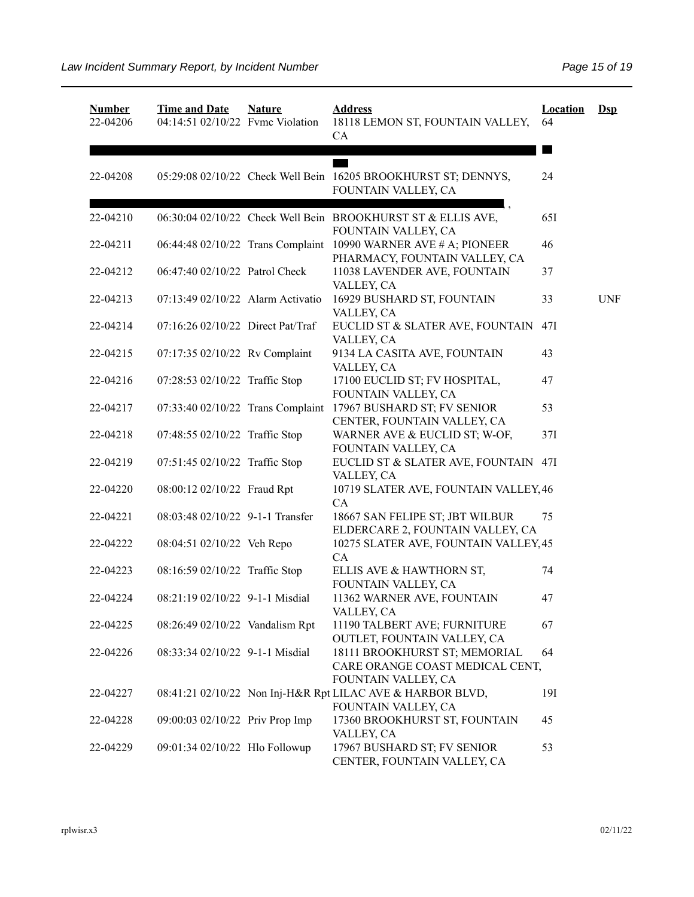| Number | Time and Date | Nature | Address | Location | Dsp |
|---|---|---|---|---|---|
| 22-04206 | 04:14:51 02/10/22 | Fvmc Violation | 18118 LEMON ST, FOUNTAIN VALLEY, CA | 64 | |
| 22-04208 | 05:29:08 02/10/22 | Check Well Bein | 16205 BROOKHURST ST; DENNYS, FOUNTAIN VALLEY, CA | 24 | |
| 22-04210 | 06:30:04 02/10/22 | Check Well Bein | BROOKHURST ST & ELLIS AVE, FOUNTAIN VALLEY, CA | 65I | |
| 22-04211 | 06:44:48 02/10/22 | Trans Complaint | 10990 WARNER AVE # A; PIONEER PHARMACY, FOUNTAIN VALLEY, CA | 46 | |
| 22-04212 | 06:47:40 02/10/22 | Patrol Check | 11038 LAVENDER AVE, FOUNTAIN VALLEY, CA | 37 | |
| 22-04213 | 07:13:49 02/10/22 | Alarm Activatio | 16929 BUSHARD ST, FOUNTAIN VALLEY, CA | 33 | UNF |
| 22-04214 | 07:16:26 02/10/22 | Direct Pat/Traf | EUCLID ST & SLATER AVE, FOUNTAIN VALLEY, CA | 47I | |
| 22-04215 | 07:17:35 02/10/22 | Rv Complaint | 9134 LA CASITA AVE, FOUNTAIN VALLEY, CA | 43 | |
| 22-04216 | 07:28:53 02/10/22 | Traffic Stop | 17100 EUCLID ST; FV HOSPITAL, FOUNTAIN VALLEY, CA | 47 | |
| 22-04217 | 07:33:40 02/10/22 | Trans Complaint | 17967 BUSHARD ST; FV SENIOR CENTER, FOUNTAIN VALLEY, CA | 53 | |
| 22-04218 | 07:48:55 02/10/22 | Traffic Stop | WARNER AVE & EUCLID ST; W-OF, FOUNTAIN VALLEY, CA | 37I | |
| 22-04219 | 07:51:45 02/10/22 | Traffic Stop | EUCLID ST & SLATER AVE, FOUNTAIN VALLEY, CA | 47I | |
| 22-04220 | 08:00:12 02/10/22 | Fraud Rpt | 10719 SLATER AVE, FOUNTAIN VALLEY, CA | 46 | |
| 22-04221 | 08:03:48 02/10/22 | 9-1-1 Transfer | 18667 SAN FELIPE ST; JBT WILBUR ELDERCARE 2, FOUNTAIN VALLEY, CA | 75 | |
| 22-04222 | 08:04:51 02/10/22 | Veh Repo | 10275 SLATER AVE, FOUNTAIN VALLEY, CA | 45 | |
| 22-04223 | 08:16:59 02/10/22 | Traffic Stop | ELLIS AVE & HAWTHORN ST, FOUNTAIN VALLEY, CA | 74 | |
| 22-04224 | 08:21:19 02/10/22 | 9-1-1 Misdial | 11362 WARNER AVE, FOUNTAIN VALLEY, CA | 47 | |
| 22-04225 | 08:26:49 02/10/22 | Vandalism Rpt | 11190 TALBERT AVE; FURNITURE OUTLET, FOUNTAIN VALLEY, CA | 67 | |
| 22-04226 | 08:33:34 02/10/22 | 9-1-1 Misdial | 18111 BROOKHURST ST; MEMORIAL CARE ORANGE COAST MEDICAL CENT, FOUNTAIN VALLEY, CA | 64 | |
| 22-04227 | 08:41:21 02/10/22 | Non Inj-H&R Rpt | LILAC AVE & HARBOR BLVD, FOUNTAIN VALLEY, CA | 19I | |
| 22-04228 | 09:00:03 02/10/22 | Priv Prop Imp | 17360 BROOKHURST ST, FOUNTAIN VALLEY, CA | 45 | |
| 22-04229 | 09:01:34 02/10/22 | Hlo Followup | 17967 BUSHARD ST; FV SENIOR CENTER, FOUNTAIN VALLEY, CA | 53 | |

rplwisr.x3 02/11/22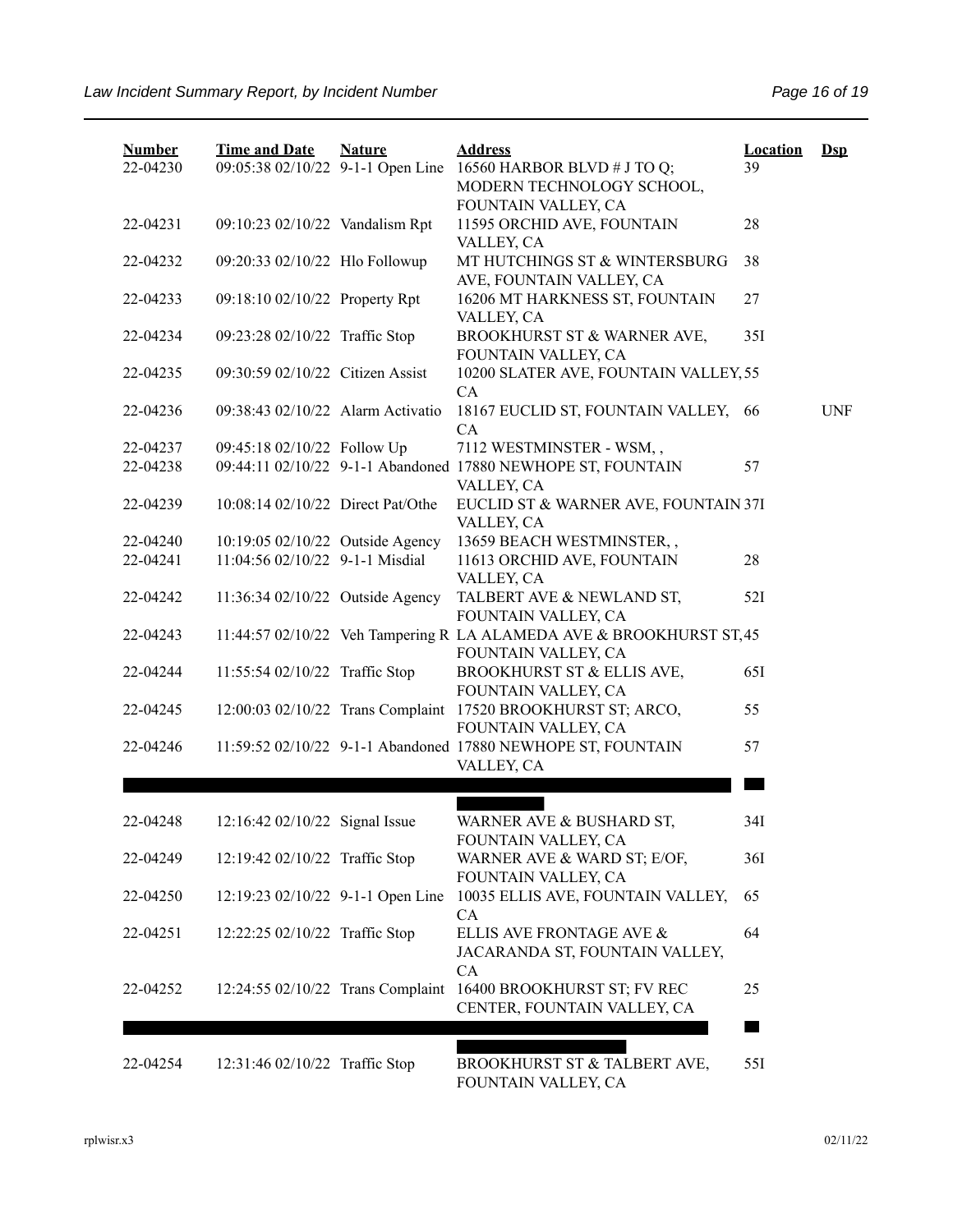| Number | Time and Date | Nature | Address | Location | Dsp |
|---|---|---|---|---|---|
| 22-04230 | 09:05:38 02/10/22 | 9-1-1 Open Line | 16560 HARBOR BLVD # J TO Q; MODERN TECHNOLOGY SCHOOL, FOUNTAIN VALLEY, CA | 39 | |
| 22-04231 | 09:10:23 02/10/22 | Vandalism Rpt | 11595 ORCHID AVE, FOUNTAIN VALLEY, CA | 28 | |
| 22-04232 | 09:20:33 02/10/22 | Hlo Followup | MT HUTCHINGS ST & WINTERSBURG AVE, FOUNTAIN VALLEY, CA | 38 | |
| 22-04233 | 09:18:10 02/10/22 | Property Rpt | 16206 MT HARKNESS ST, FOUNTAIN VALLEY, CA | 27 | |
| 22-04234 | 09:23:28 02/10/22 | Traffic Stop | BROOKHURST ST & WARNER AVE, FOUNTAIN VALLEY, CA | 35I | |
| 22-04235 | 09:30:59 02/10/22 | Citizen Assist | 10200 SLATER AVE, FOUNTAIN VALLEY, CA | 55 | |
| 22-04236 | 09:38:43 02/10/22 | Alarm Activatio | 18167 EUCLID ST, FOUNTAIN VALLEY, CA | 66 | UNF |
| 22-04237 | 09:45:18 02/10/22 | Follow Up | 7112 WESTMINSTER - WSM, , | | |
| 22-04238 | 09:44:11 02/10/22 | 9-1-1 Abandoned | 17880 NEWHOPE ST, FOUNTAIN VALLEY, CA | 57 | |
| 22-04239 | 10:08:14 02/10/22 | Direct Pat/Othe | EUCLID ST & WARNER AVE, FOUNTAIN VALLEY, CA | 37I | |
| 22-04240 | 10:19:05 02/10/22 | Outside Agency | 13659 BEACH WESTMINSTER, , | | |
| 22-04241 | 11:04:56 02/10/22 | 9-1-1 Misdial | 11613 ORCHID AVE, FOUNTAIN VALLEY, CA | 28 | |
| 22-04242 | 11:36:34 02/10/22 | Outside Agency | TALBERT AVE & NEWLAND ST, FOUNTAIN VALLEY, CA | 52I | |
| 22-04243 | 11:44:57 02/10/22 | Veh Tampering R | LA ALAMEDA AVE & BROOKHURST ST, FOUNTAIN VALLEY, CA | 45 | |
| 22-04244 | 11:55:54 02/10/22 | Traffic Stop | BROOKHURST ST & ELLIS AVE, FOUNTAIN VALLEY, CA | 65I | |
| 22-04245 | 12:00:03 02/10/22 | Trans Complaint | 17520 BROOKHURST ST; ARCO, FOUNTAIN VALLEY, CA | 55 | |
| 22-04246 | 11:59:52 02/10/22 | 9-1-1 Abandoned | 17880 NEWHOPE ST, FOUNTAIN VALLEY, CA | 57 | |
| | | | | | |
| 22-04248 | 12:16:42 02/10/22 | Signal Issue | WARNER AVE & BUSHARD ST, FOUNTAIN VALLEY, CA | 34I | |
| 22-04249 | 12:19:42 02/10/22 | Traffic Stop | WARNER AVE & WARD ST; E/OF, FOUNTAIN VALLEY, CA | 36I | |
| 22-04250 | 12:19:23 02/10/22 | 9-1-1 Open Line | 10035 ELLIS AVE, FOUNTAIN VALLEY, CA | 65 | |
| 22-04251 | 12:22:25 02/10/22 | Traffic Stop | ELLIS AVE FRONTAGE AVE & JACARANDA ST, FOUNTAIN VALLEY, CA | 64 | |
| 22-04252 | 12:24:55 02/10/22 | Trans Complaint | 16400 BROOKHURST ST; FV REC CENTER, FOUNTAIN VALLEY, CA | 25 | |
| | | | | | |
| 22-04254 | 12:31:46 02/10/22 | Traffic Stop | BROOKHURST ST & TALBERT AVE, FOUNTAIN VALLEY, CA | 55I | |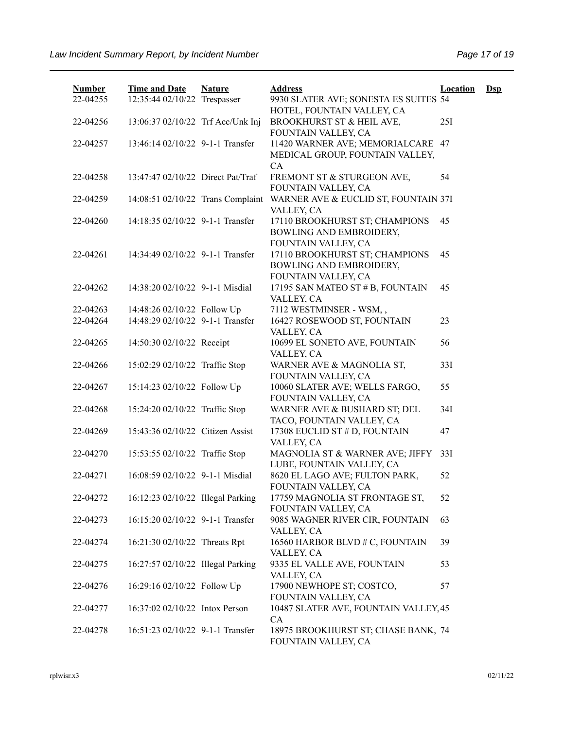| Number | Time and Date | Nature | Address | Location | Dsp |
|---|---|---|---|---|---|
| 22-04255 | 12:35:44 02/10/22 | Trespasser | 9930 SLATER AVE; SONESTA ES SUITES HOTEL, FOUNTAIN VALLEY, CA | 54 | |
| 22-04256 | 13:06:37 02/10/22 | Trf Acc/Unk Inj | BROOKHURST ST & HEIL AVE, FOUNTAIN VALLEY, CA | 25I | |
| 22-04257 | 13:46:14 02/10/22 | 9-1-1 Transfer | 11420 WARNER AVE; MEMORIALCARE MEDICAL GROUP, FOUNTAIN VALLEY, CA | 47 | |
| 22-04258 | 13:47:47 02/10/22 | Direct Pat/Traf | FREMONT ST & STURGEON AVE, FOUNTAIN VALLEY, CA | 54 | |
| 22-04259 | 14:08:51 02/10/22 | Trans Complaint | WARNER AVE & EUCLID ST, FOUNTAIN VALLEY, CA | 37I | |
| 22-04260 | 14:18:35 02/10/22 | 9-1-1 Transfer | 17110 BROOKHURST ST; CHAMPIONS BOWLING AND EMBROIDERY, FOUNTAIN VALLEY, CA | 45 | |
| 22-04261 | 14:34:49 02/10/22 | 9-1-1 Transfer | 17110 BROOKHURST ST; CHAMPIONS BOWLING AND EMBROIDERY, FOUNTAIN VALLEY, CA | 45 | |
| 22-04262 | 14:38:20 02/10/22 | 9-1-1 Misdial | 17195 SAN MATEO ST # B, FOUNTAIN VALLEY, CA | 45 | |
| 22-04263 | 14:48:26 02/10/22 | Follow Up | 7112 WESTMINSER - WSM, , | | |
| 22-04264 | 14:48:29 02/10/22 | 9-1-1 Transfer | 16427 ROSEWOOD ST, FOUNTAIN VALLEY, CA | 23 | |
| 22-04265 | 14:50:30 02/10/22 | Receipt | 10699 EL SONETO AVE, FOUNTAIN VALLEY, CA | 56 | |
| 22-04266 | 15:02:29 02/10/22 | Traffic Stop | WARNER AVE & MAGNOLIA ST, FOUNTAIN VALLEY, CA | 33I | |
| 22-04267 | 15:14:23 02/10/22 | Follow Up | 10060 SLATER AVE; WELLS FARGO, FOUNTAIN VALLEY, CA | 55 | |
| 22-04268 | 15:24:20 02/10/22 | Traffic Stop | WARNER AVE & BUSHARD ST; DEL TACO, FOUNTAIN VALLEY, CA | 34I | |
| 22-04269 | 15:43:36 02/10/22 | Citizen Assist | 17308 EUCLID ST # D, FOUNTAIN VALLEY, CA | 47 | |
| 22-04270 | 15:53:55 02/10/22 | Traffic Stop | MAGNOLIA ST & WARNER AVE; JIFFY LUBE, FOUNTAIN VALLEY, CA | 33I | |
| 22-04271 | 16:08:59 02/10/22 | 9-1-1 Misdial | 8620 EL LAGO AVE; FULTON PARK, FOUNTAIN VALLEY, CA | 52 | |
| 22-04272 | 16:12:23 02/10/22 | Illegal Parking | 17759 MAGNOLIA ST FRONTAGE ST, FOUNTAIN VALLEY, CA | 52 | |
| 22-04273 | 16:15:20 02/10/22 | 9-1-1 Transfer | 9085 WAGNER RIVER CIR, FOUNTAIN VALLEY, CA | 63 | |
| 22-04274 | 16:21:30 02/10/22 | Threats Rpt | 16560 HARBOR BLVD # C, FOUNTAIN VALLEY, CA | 39 | |
| 22-04275 | 16:27:57 02/10/22 | Illegal Parking | 9335 EL VALLE AVE, FOUNTAIN VALLEY, CA | 53 | |
| 22-04276 | 16:29:16 02/10/22 | Follow Up | 17900 NEWHOPE ST; COSTCO, FOUNTAIN VALLEY, CA | 57 | |
| 22-04277 | 16:37:02 02/10/22 | Intox Person | 10487 SLATER AVE, FOUNTAIN VALLEY, CA | 45 | |
| 22-04278 | 16:51:23 02/10/22 | 9-1-1 Transfer | 18975 BROOKHURST ST; CHASE BANK, FOUNTAIN VALLEY, CA | 74 | |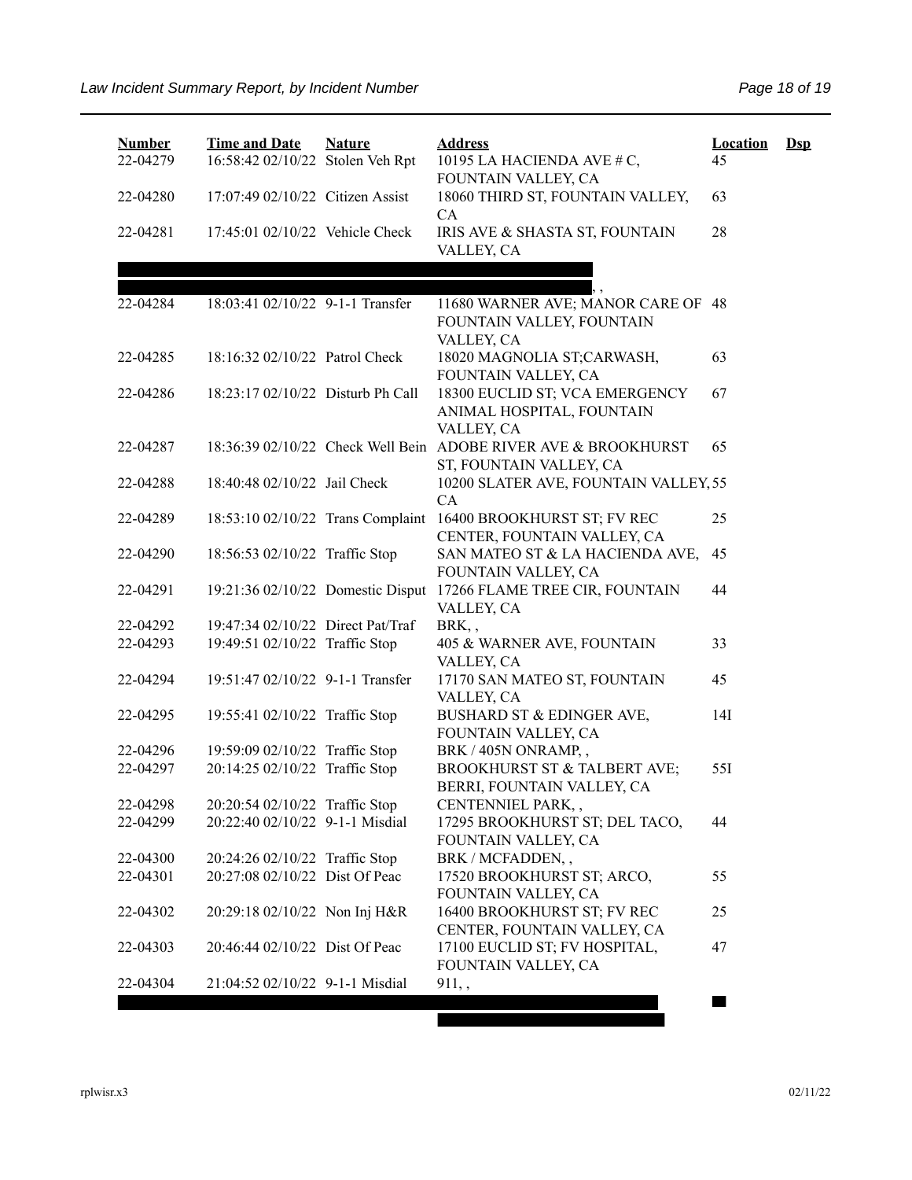| Number | Time and Date | Nature | Address | Location | Dsp |
|---|---|---|---|---|---|
| 22-04279 | 16:58:42 02/10/22 | Stolen Veh Rpt | 10195 LA HACIENDA AVE # C, FOUNTAIN VALLEY, CA | 45 | |
| 22-04280 | 17:07:49 02/10/22 | Citizen Assist | 18060 THIRD ST, FOUNTAIN VALLEY, CA | 63 | |
| 22-04281 | 17:45:01 02/10/22 | Vehicle Check | IRIS AVE & SHASTA ST, FOUNTAIN VALLEY, CA | 28 | |
| | | | , , | | |
| 22-04284 | 18:03:41 02/10/22 | 9-1-1 Transfer | 11680 WARNER AVE; MANOR CARE OF FOUNTAIN VALLEY, FOUNTAIN VALLEY, CA | 48 | |
| 22-04285 | 18:16:32 02/10/22 | Patrol Check | 18020 MAGNOLIA ST;CARWASH, FOUNTAIN VALLEY, CA | 63 | |
| 22-04286 | 18:23:17 02/10/22 | Disturb Ph Call | 18300 EUCLID ST; VCA EMERGENCY ANIMAL HOSPITAL, FOUNTAIN VALLEY, CA | 67 | |
| 22-04287 | 18:36:39 02/10/22 | Check Well Bein | ADOBE RIVER AVE & BROOKHURST ST, FOUNTAIN VALLEY, CA | 65 | |
| 22-04288 | 18:40:48 02/10/22 | Jail Check | 10200 SLATER AVE, FOUNTAIN VALLEY, CA | 55 | |
| 22-04289 | 18:53:10 02/10/22 | Trans Complaint | 16400 BROOKHURST ST; FV REC CENTER, FOUNTAIN VALLEY, CA | 25 | |
| 22-04290 | 18:56:53 02/10/22 | Traffic Stop | SAN MATEO ST & LA HACIENDA AVE, FOUNTAIN VALLEY, CA | 45 | |
| 22-04291 | 19:21:36 02/10/22 | Domestic Disput | 17266 FLAME TREE CIR, FOUNTAIN VALLEY, CA | 44 | |
| 22-04292 | 19:47:34 02/10/22 | Direct Pat/Traf | BRK, , | | |
| 22-04293 | 19:49:51 02/10/22 | Traffic Stop | 405 & WARNER AVE, FOUNTAIN VALLEY, CA | 33 | |
| 22-04294 | 19:51:47 02/10/22 | 9-1-1 Transfer | 17170 SAN MATEO ST, FOUNTAIN VALLEY, CA | 45 | |
| 22-04295 | 19:55:41 02/10/22 | Traffic Stop | BUSHARD ST & EDINGER AVE, FOUNTAIN VALLEY, CA | 14I | |
| 22-04296 | 19:59:09 02/10/22 | Traffic Stop | BRK / 405N ONRAMP, , | | |
| 22-04297 | 20:14:25 02/10/22 | Traffic Stop | BROOKHURST ST & TALBERT AVE; BERRI, FOUNTAIN VALLEY, CA | 55I | |
| 22-04298 | 20:20:54 02/10/22 | Traffic Stop | CENTENNIEL PARK, , | | |
| 22-04299 | 20:22:40 02/10/22 | 9-1-1 Misdial | 17295 BROOKHURST ST; DEL TACO, FOUNTAIN VALLEY, CA | 44 | |
| 22-04300 | 20:24:26 02/10/22 | Traffic Stop | BRK / MCFADDEN, , | | |
| 22-04301 | 20:27:08 02/10/22 | Dist Of Peac | 17520 BROOKHURST ST; ARCO, FOUNTAIN VALLEY, CA | 55 | |
| 22-04302 | 20:29:18 02/10/22 | Non Inj H&R | 16400 BROOKHURST ST; FV REC CENTER, FOUNTAIN VALLEY, CA | 25 | |
| 22-04303 | 20:46:44 02/10/22 | Dist Of Peac | 17100 EUCLID ST; FV HOSPITAL, FOUNTAIN VALLEY, CA | 47 | |
| 22-04304 | 21:04:52 02/10/22 | 9-1-1 Misdial | 911, , | | |

rplwisr.x3 02/11/22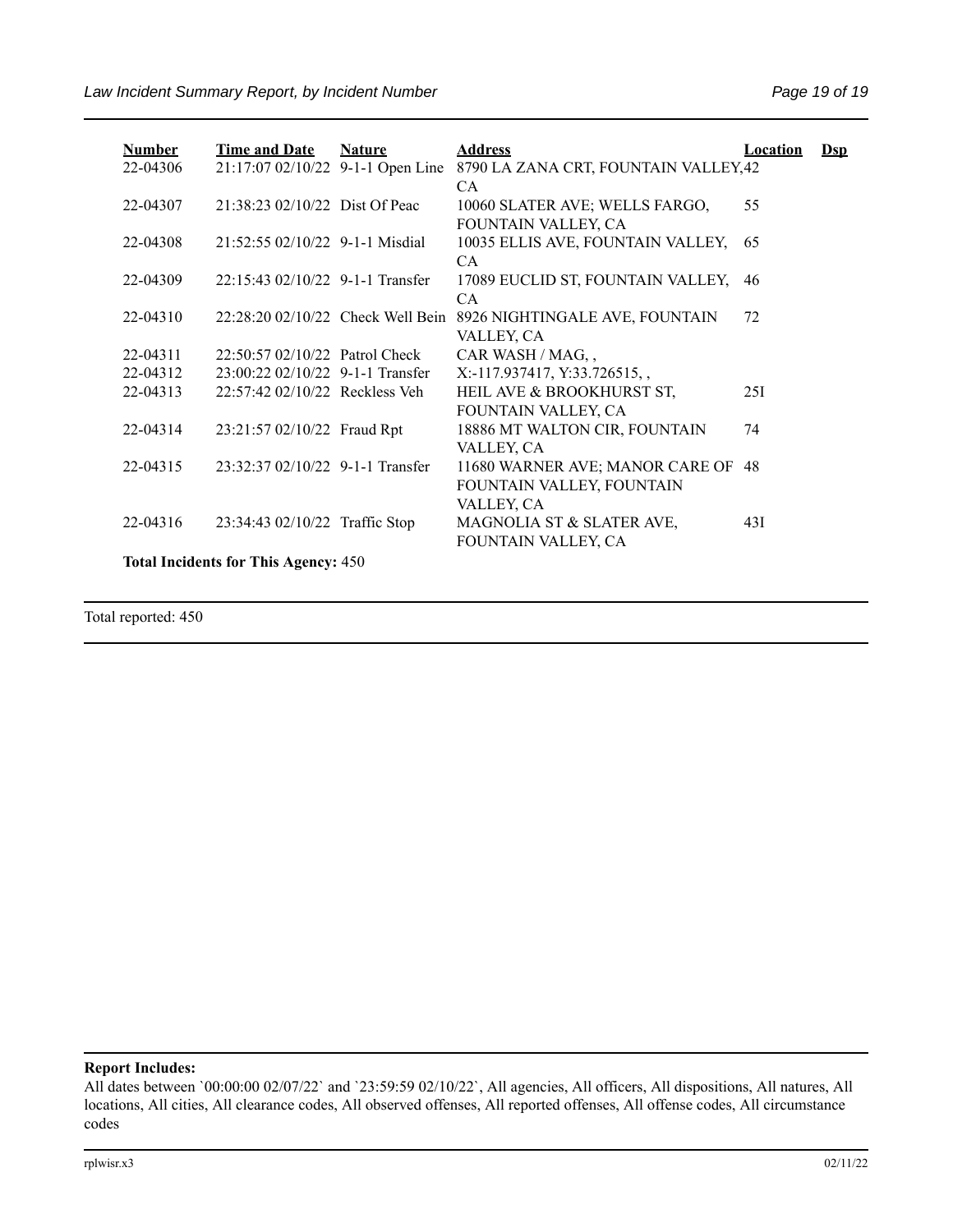| Number | Time and Date | Nature | Address | Location | Dsp |
|---|---|---|---|---|---|
| 22-04306 | 21:17:07 02/10/22 | 9-1-1 Open Line | 8790 LA ZANA CRT, FOUNTAIN VALLEY, CA | 42 | |
| 22-04307 | 21:38:23 02/10/22 | Dist Of Peac | 10060 SLATER AVE; WELLS FARGO, FOUNTAIN VALLEY, CA | 55 | |
| 22-04308 | 21:52:55 02/10/22 | 9-1-1 Misdial | 10035 ELLIS AVE, FOUNTAIN VALLEY, CA | 65 | |
| 22-04309 | 22:15:43 02/10/22 | 9-1-1 Transfer | 17089 EUCLID ST, FOUNTAIN VALLEY, CA | 46 | |
| 22-04310 | 22:28:20 02/10/22 | Check Well Bein | 8926 NIGHTINGALE AVE, FOUNTAIN VALLEY, CA | 72 | |
| 22-04311 | 22:50:57 02/10/22 | Patrol Check | CAR WASH / MAG, , | | |
| 22-04312 | 23:00:22 02/10/22 | 9-1-1 Transfer | X:-117.937417, Y:33.726515, , | | |
| 22-04313 | 22:57:42 02/10/22 | Reckless Veh | HEIL AVE & BROOKHURST ST, FOUNTAIN VALLEY, CA | 25I | |
| 22-04314 | 23:21:57 02/10/22 | Fraud Rpt | 18886 MT WALTON CIR, FOUNTAIN VALLEY, CA | 74 | |
| 22-04315 | 23:32:37 02/10/22 | 9-1-1 Transfer | 11680 WARNER AVE; MANOR CARE OF FOUNTAIN VALLEY, FOUNTAIN VALLEY, CA | 48 | |
| 22-04316 | 23:34:43 02/10/22 | Traffic Stop | MAGNOLIA ST & SLATER AVE, FOUNTAIN VALLEY, CA | 43I | |

**Total Incidents for This Agency:** 450

Total reported: 450

**Report Includes:**

All dates between `00:00:00 02/07/22` and `23:59:59 02/10/22`, All agencies, All officers, All dispositions, All natures, All locations, All cities, All clearance codes, All observed offenses, All reported offenses, All offense codes, All circumstance codes

rplwisr.x3 02/11/22